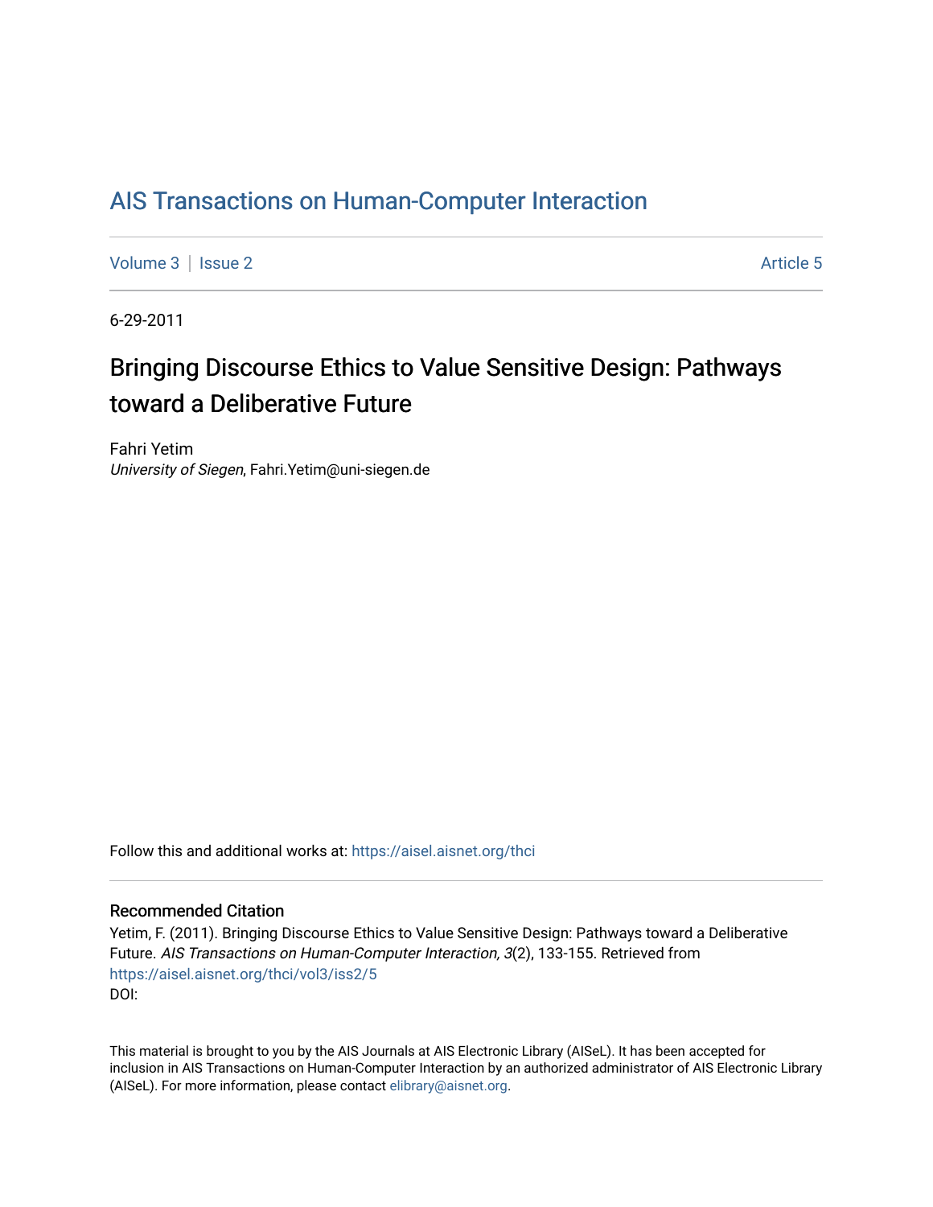# AIS Transactions on Human-Computer Interaction

Volume 3 | Issue 2 | Article 5

6-29-2011

## Bringing Discourse Ethics to Value Sensitive Design: Pathways toward a Deliberative Future

Fahri Yetim
*University of Siegen*, Fahri.Yetim@uni-siegen.de

Follow this and additional works at: https://aisel.aisnet.org/thci

### Recommended Citation

Yetim, F. (2011). Bringing Discourse Ethics to Value Sensitive Design: Pathways toward a Deliberative Future. *AIS Transactions on Human-Computer Interaction, 3*(2), 133-155. Retrieved from https://aisel.aisnet.org/thci/vol3/iss2/5
DOI:

This material is brought to you by the AIS Journals at AIS Electronic Library (AISeL). It has been accepted for inclusion in AIS Transactions on Human-Computer Interaction by an authorized administrator of AIS Electronic Library (AISeL). For more information, please contact elibrary@aisnet.org.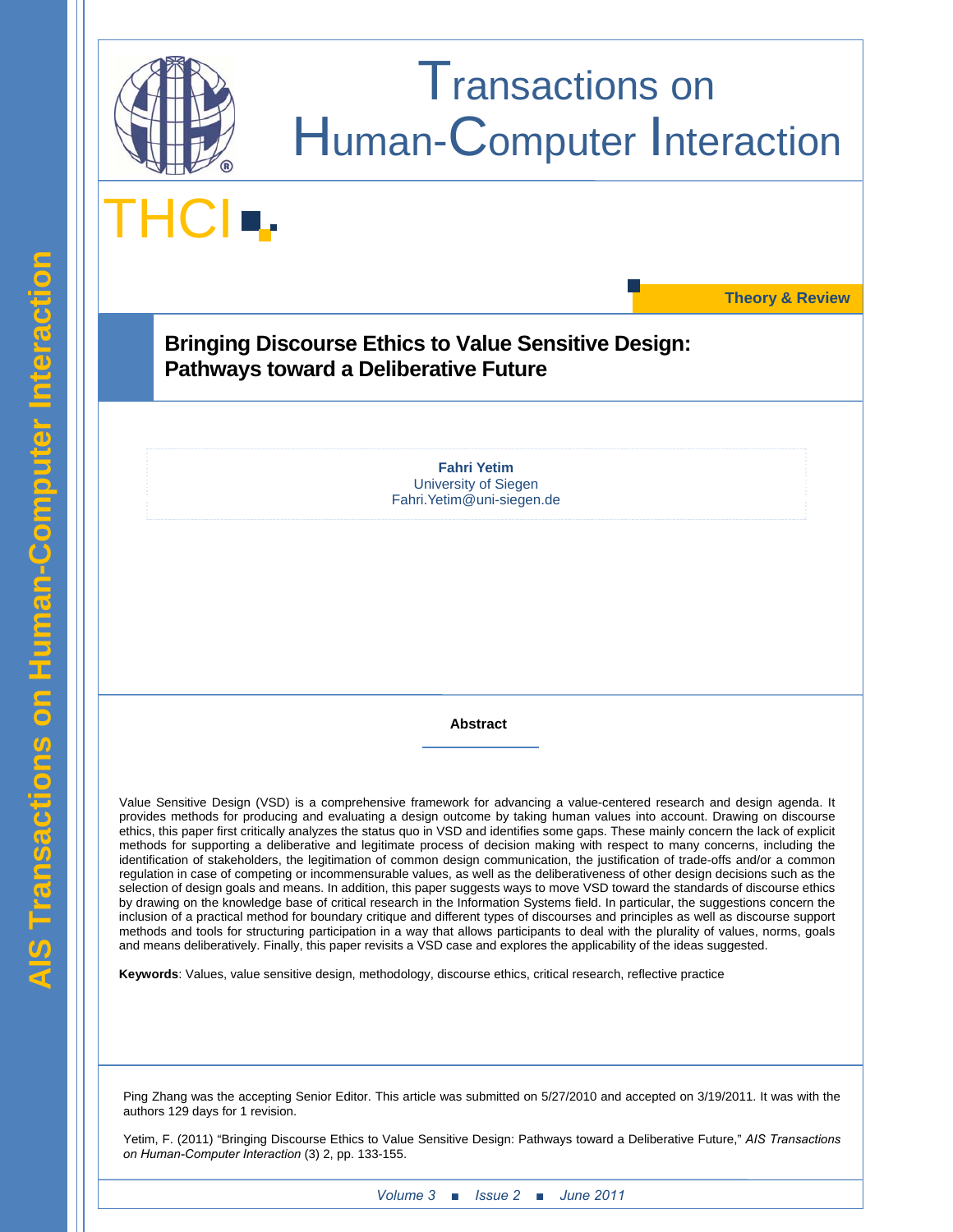# Transactions on Human-Computer Interaction

THCI

Theory & Review

## Bringing Discourse Ethics to Value Sensitive Design: Pathways toward a Deliberative Future

**Fahri Yetim**
University of Siegen
Fahri.Yetim@uni-siegen.de

### Abstract

Value Sensitive Design (VSD) is a comprehensive framework for advancing a value-centered research and design agenda. It provides methods for producing and evaluating a design outcome by taking human values into account. Drawing on discourse ethics, this paper first critically analyzes the status quo in VSD and identifies some gaps. These mainly concern the lack of explicit methods for supporting a deliberative and legitimate process of decision making with respect to many concerns, including the identification of stakeholders, the legitimation of common design communication, the justification of trade-offs and/or a common regulation in case of competing or incommensurable values, as well as the deliberativeness of other design decisions such as the selection of design goals and means. In addition, this paper suggests ways to move VSD toward the standards of discourse ethics by drawing on the knowledge base of critical research in the Information Systems field. In particular, the suggestions concern the inclusion of a practical method for boundary critique and different types of discourses and principles as well as discourse support methods and tools for structuring participation in a way that allows participants to deal with the plurality of values, norms, goals and means deliberatively. Finally, this paper revisits a VSD case and explores the applicability of the ideas suggested.

**Keywords**: Values, value sensitive design, methodology, discourse ethics, critical research, reflective practice

Ping Zhang was the accepting Senior Editor. This article was submitted on 5/27/2010 and accepted on 3/19/2011. It was with the authors 129 days for 1 revision.

Yetim, F. (2011) "Bringing Discourse Ethics to Value Sensitive Design: Pathways toward a Deliberative Future," *AIS Transactions on Human-Computer Interaction* (3) 2, pp. 133-155.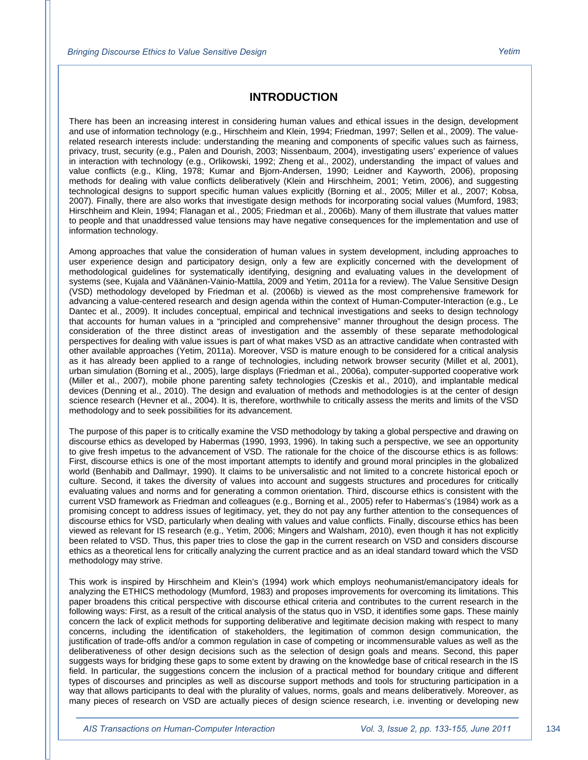# INTRODUCTION

There has been an increasing interest in considering human values and ethical issues in the design, development and use of information technology (e.g., Hirschheim and Klein, 1994; Friedman, 1997; Sellen et al., 2009). The value-related research interests include: understanding the meaning and components of specific values such as fairness, privacy, trust, security (e.g., Palen and Dourish, 2003; Nissenbaum, 2004), investigating users' experience of values in interaction with technology (e.g., Orlikowski, 1992; Zheng et al., 2002), understanding the impact of values and value conflicts (e.g., Kling, 1978; Kumar and Bjorn-Andersen, 1990; Leidner and Kayworth, 2006), proposing methods for dealing with value conflicts deliberatively (Klein and Hirschheim, 2001; Yetim, 2006), and suggesting technological designs to support specific human values explicitly (Borning et al., 2005; Miller et al., 2007; Kobsa, 2007). Finally, there are also works that investigate design methods for incorporating social values (Mumford, 1983; Hirschheim and Klein, 1994; Flanagan et al., 2005; Friedman et al., 2006b). Many of them illustrate that values matter to people and that unaddressed value tensions may have negative consequences for the implementation and use of information technology.

Among approaches that value the consideration of human values in system development, including approaches to user experience design and participatory design, only a few are explicitly concerned with the development of methodological guidelines for systematically identifying, designing and evaluating values in the development of systems (see, Kujala and Väänänen-Vainio-Mattila, 2009 and Yetim, 2011a for a review). The Value Sensitive Design (VSD) methodology developed by Friedman et al. (2006b) is viewed as the most comprehensive framework for advancing a value-centered research and design agenda within the context of Human-Computer-Interaction (e.g., Le Dantec et al., 2009). It includes conceptual, empirical and technical investigations and seeks to design technology that accounts for human values in a "principled and comprehensive" manner throughout the design process. The consideration of the three distinct areas of investigation and the assembly of these separate methodological perspectives for dealing with value issues is part of what makes VSD as an attractive candidate when contrasted with other available approaches (Yetim, 2011a). Moreover, VSD is mature enough to be considered for a critical analysis as it has already been applied to a range of technologies, including network browser security (Millet et al, 2001), urban simulation (Borning et al., 2005), large displays (Friedman et al., 2006a), computer-supported cooperative work (Miller et al., 2007), mobile phone parenting safety technologies (Czeskis et al., 2010), and implantable medical devices (Denning et al., 2010). The design and evaluation of methods and methodologies is at the center of design science research (Hevner et al., 2004). It is, therefore, worthwhile to critically assess the merits and limits of the VSD methodology and to seek possibilities for its advancement.

The purpose of this paper is to critically examine the VSD methodology by taking a global perspective and drawing on discourse ethics as developed by Habermas (1990, 1993, 1996). In taking such a perspective, we see an opportunity to give fresh impetus to the advancement of VSD. The rationale for the choice of the discourse ethics is as follows: First, discourse ethics is one of the most important attempts to identify and ground moral principles in the globalized world (Benhabib and Dallmayr, 1990). It claims to be universalistic and not limited to a concrete historical epoch or culture. Second, it takes the diversity of values into account and suggests structures and procedures for critically evaluating values and norms and for generating a common orientation. Third, discourse ethics is consistent with the current VSD framework as Friedman and colleagues (e.g., Borning et al., 2005) refer to Habermas's (1984) work as a promising concept to address issues of legitimacy, yet, they do not pay any further attention to the consequences of discourse ethics for VSD, particularly when dealing with values and value conflicts. Finally, discourse ethics has been viewed as relevant for IS research (e.g., Yetim, 2006; Mingers and Walsham, 2010), even though it has not explicitly been related to VSD. Thus, this paper tries to close the gap in the current research on VSD and considers discourse ethics as a theoretical lens for critically analyzing the current practice and as an ideal standard toward which the VSD methodology may strive.

This work is inspired by Hirschheim and Klein's (1994) work which employs neohumanist/emancipatory ideals for analyzing the ETHICS methodology (Mumford, 1983) and proposes improvements for overcoming its limitations. This paper broadens this critical perspective with discourse ethical criteria and contributes to the current research in the following ways: First, as a result of the critical analysis of the status quo in VSD, it identifies some gaps. These mainly concern the lack of explicit methods for supporting deliberative and legitimate decision making with respect to many concerns, including the identification of stakeholders, the legitimation of common design communication, the justification of trade-offs and/or a common regulation in case of competing or incommensurable values as well as the deliberativeness of other design decisions such as the selection of design goals and means. Second, this paper suggests ways for bridging these gaps to some extent by drawing on the knowledge base of critical research in the IS field. In particular, the suggestions concern the inclusion of a practical method for boundary critique and different types of discourses and principles as well as discourse support methods and tools for structuring participation in a way that allows participants to deal with the plurality of values, norms, goals and means deliberatively. Moreover, as many pieces of research on VSD are actually pieces of design science research, i.e. inventing or developing new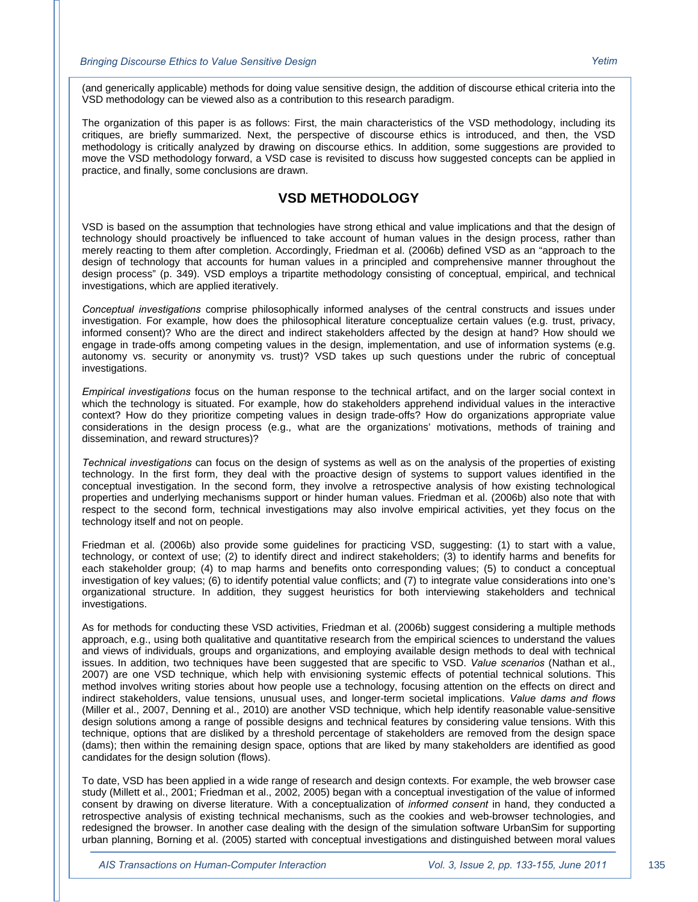(and generically applicable) methods for doing value sensitive design, the addition of discourse ethical criteria into the VSD methodology can be viewed also as a contribution to this research paradigm.

The organization of this paper is as follows: First, the main characteristics of the VSD methodology, including its critiques, are briefly summarized. Next, the perspective of discourse ethics is introduced, and then, the VSD methodology is critically analyzed by drawing on discourse ethics. In addition, some suggestions are provided to move the VSD methodology forward, a VSD case is revisited to discuss how suggested concepts can be applied in practice, and finally, some conclusions are drawn.

## VSD METHODOLOGY

VSD is based on the assumption that technologies have strong ethical and value implications and that the design of technology should proactively be influenced to take account of human values in the design process, rather than merely reacting to them after completion. Accordingly, Friedman et al. (2006b) defined VSD as an "approach to the design of technology that accounts for human values in a principled and comprehensive manner throughout the design process" (p. 349). VSD employs a tripartite methodology consisting of conceptual, empirical, and technical investigations, which are applied iteratively.

*Conceptual investigations* comprise philosophically informed analyses of the central constructs and issues under investigation. For example, how does the philosophical literature conceptualize certain values (e.g. trust, privacy, informed consent)? Who are the direct and indirect stakeholders affected by the design at hand? How should we engage in trade-offs among competing values in the design, implementation, and use of information systems (e.g. autonomy vs. security or anonymity vs. trust)? VSD takes up such questions under the rubric of conceptual investigations.

*Empirical investigations* focus on the human response to the technical artifact, and on the larger social context in which the technology is situated. For example, how do stakeholders apprehend individual values in the interactive context? How do they prioritize competing values in design trade-offs? How do organizations appropriate value considerations in the design process (e.g., what are the organizations' motivations, methods of training and dissemination, and reward structures)?

*Technical investigations* can focus on the design of systems as well as on the analysis of the properties of existing technology. In the first form, they deal with the proactive design of systems to support values identified in the conceptual investigation. In the second form, they involve a retrospective analysis of how existing technological properties and underlying mechanisms support or hinder human values. Friedman et al. (2006b) also note that with respect to the second form, technical investigations may also involve empirical activities, yet they focus on the technology itself and not on people.

Friedman et al. (2006b) also provide some guidelines for practicing VSD, suggesting: (1) to start with a value, technology, or context of use; (2) to identify direct and indirect stakeholders; (3) to identify harms and benefits for each stakeholder group; (4) to map harms and benefits onto corresponding values; (5) to conduct a conceptual investigation of key values; (6) to identify potential value conflicts; and (7) to integrate value considerations into one's organizational structure. In addition, they suggest heuristics for both interviewing stakeholders and technical investigations.

As for methods for conducting these VSD activities, Friedman et al. (2006b) suggest considering a multiple methods approach, e.g., using both qualitative and quantitative research from the empirical sciences to understand the values and views of individuals, groups and organizations, and employing available design methods to deal with technical issues. In addition, two techniques have been suggested that are specific to VSD. *Value scenarios* (Nathan et al., 2007) are one VSD technique, which help with envisioning systemic effects of potential technical solutions. This method involves writing stories about how people use a technology, focusing attention on the effects on direct and indirect stakeholders, value tensions, unusual uses, and longer-term societal implications. *Value dams and flows* (Miller et al., 2007, Denning et al., 2010) are another VSD technique, which help identify reasonable value-sensitive design solutions among a range of possible designs and technical features by considering value tensions. With this technique, options that are disliked by a threshold percentage of stakeholders are removed from the design space (dams); then within the remaining design space, options that are liked by many stakeholders are identified as good candidates for the design solution (flows).

To date, VSD has been applied in a wide range of research and design contexts. For example, the web browser case study (Millett et al., 2001; Friedman et al., 2002, 2005) began with a conceptual investigation of the value of informed consent by drawing on diverse literature. With a conceptualization of *informed consent* in hand, they conducted a retrospective analysis of existing technical mechanisms, such as the cookies and web-browser technologies, and redesigned the browser. In another case dealing with the design of the simulation software UrbanSim for supporting urban planning, Borning et al. (2005) started with conceptual investigations and distinguished between moral values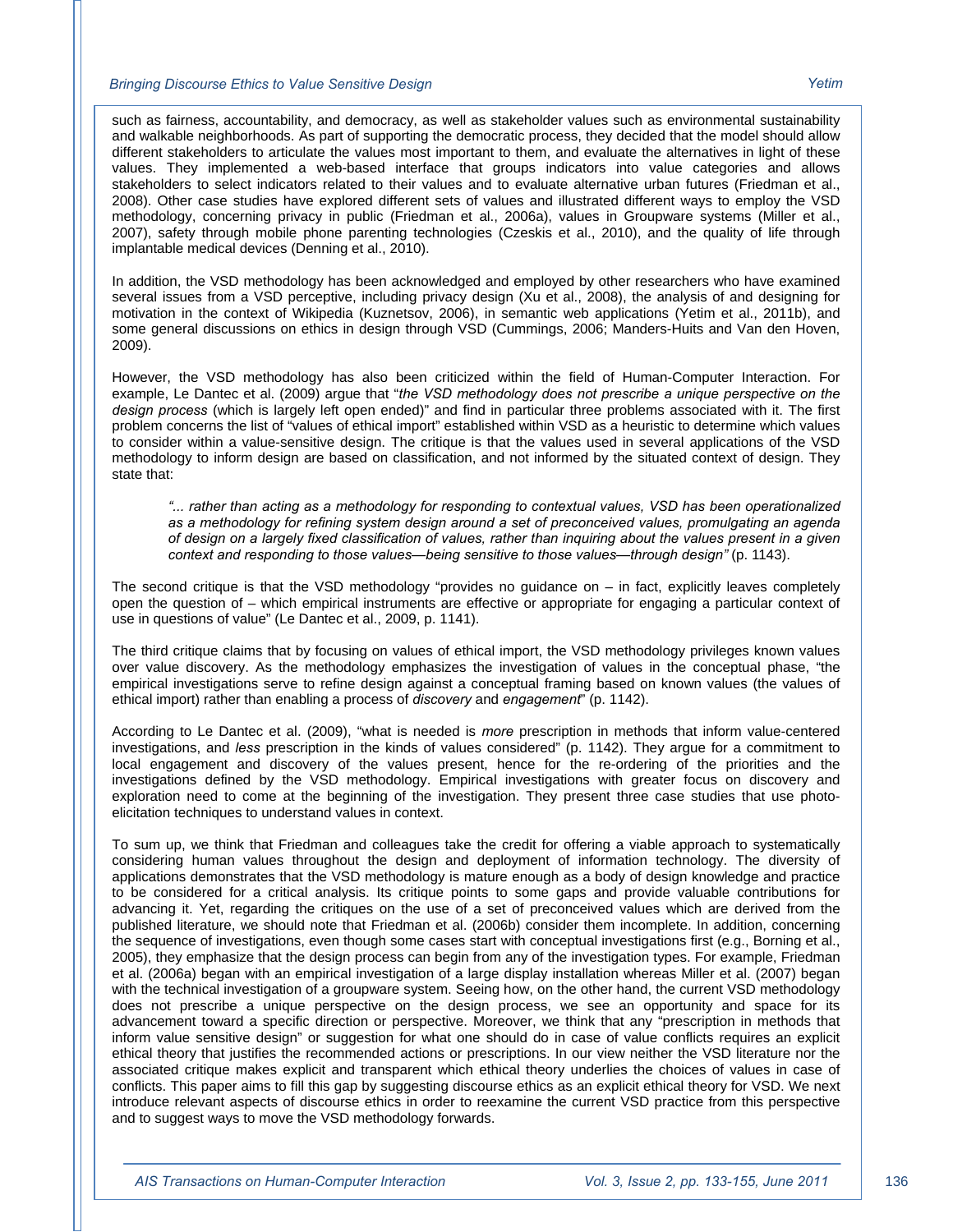such as fairness, accountability, and democracy, as well as stakeholder values such as environmental sustainability and walkable neighborhoods. As part of supporting the democratic process, they decided that the model should allow different stakeholders to articulate the values most important to them, and evaluate the alternatives in light of these values. They implemented a web-based interface that groups indicators into value categories and allows stakeholders to select indicators related to their values and to evaluate alternative urban futures (Friedman et al., 2008). Other case studies have explored different sets of values and illustrated different ways to employ the VSD methodology, concerning privacy in public (Friedman et al., 2006a), values in Groupware systems (Miller et al., 2007), safety through mobile phone parenting technologies (Czeskis et al., 2010), and the quality of life through implantable medical devices (Denning et al., 2010).

In addition, the VSD methodology has been acknowledged and employed by other researchers who have examined several issues from a VSD perceptive, including privacy design (Xu et al., 2008), the analysis of and designing for motivation in the context of Wikipedia (Kuznetsov, 2006), in semantic web applications (Yetim et al., 2011b), and some general discussions on ethics in design through VSD (Cummings, 2006; Manders-Huits and Van den Hoven, 2009).

However, the VSD methodology has also been criticized within the field of Human-Computer Interaction. For example, Le Dantec et al. (2009) argue that "*the VSD methodology does not prescribe a unique perspective on the design process* (which is largely left open ended)" and find in particular three problems associated with it. The first problem concerns the list of "values of ethical import" established within VSD as a heuristic to determine which values to consider within a value-sensitive design. The critique is that the values used in several applications of the VSD methodology to inform design are based on classification, and not informed by the situated context of design. They state that:

> *"... rather than acting as a methodology for responding to contextual values, VSD has been operationalized as a methodology for refining system design around a set of preconceived values, promulgating an agenda of design on a largely fixed classification of values, rather than inquiring about the values present in a given context and responding to those values—being sensitive to those values—through design"* (p. 1143).

The second critique is that the VSD methodology "provides no guidance on – in fact, explicitly leaves completely open the question of – which empirical instruments are effective or appropriate for engaging a particular context of use in questions of value" (Le Dantec et al., 2009, p. 1141).

The third critique claims that by focusing on values of ethical import, the VSD methodology privileges known values over value discovery. As the methodology emphasizes the investigation of values in the conceptual phase, "the empirical investigations serve to refine design against a conceptual framing based on known values (the values of ethical import) rather than enabling a process of *discovery* and *engagement*" (p. 1142).

According to Le Dantec et al. (2009), "what is needed is *more* prescription in methods that inform value-centered investigations, and *less* prescription in the kinds of values considered" (p. 1142). They argue for a commitment to local engagement and discovery of the values present, hence for the re-ordering of the priorities and the investigations defined by the VSD methodology. Empirical investigations with greater focus on discovery and exploration need to come at the beginning of the investigation. They present three case studies that use photo-elicitation techniques to understand values in context.

To sum up, we think that Friedman and colleagues take the credit for offering a viable approach to systematically considering human values throughout the design and deployment of information technology. The diversity of applications demonstrates that the VSD methodology is mature enough as a body of design knowledge and practice to be considered for a critical analysis. Its critique points to some gaps and provide valuable contributions for advancing it. Yet, regarding the critiques on the use of a set of preconceived values which are derived from the published literature, we should note that Friedman et al. (2006b) consider them incomplete. In addition, concerning the sequence of investigations, even though some cases start with conceptual investigations first (e.g., Borning et al., 2005), they emphasize that the design process can begin from any of the investigation types. For example, Friedman et al. (2006a) began with an empirical investigation of a large display installation whereas Miller et al. (2007) began with the technical investigation of a groupware system. Seeing how, on the other hand, the current VSD methodology does not prescribe a unique perspective on the design process, we see an opportunity and space for its advancement toward a specific direction or perspective. Moreover, we think that any "prescription in methods that inform value sensitive design" or suggestion for what one should do in case of value conflicts requires an explicit ethical theory that justifies the recommended actions or prescriptions. In our view neither the VSD literature nor the associated critique makes explicit and transparent which ethical theory underlies the choices of values in case of conflicts. This paper aims to fill this gap by suggesting discourse ethics as an explicit ethical theory for VSD. We next introduce relevant aspects of discourse ethics in order to reexamine the current VSD practice from this perspective and to suggest ways to move the VSD methodology forwards.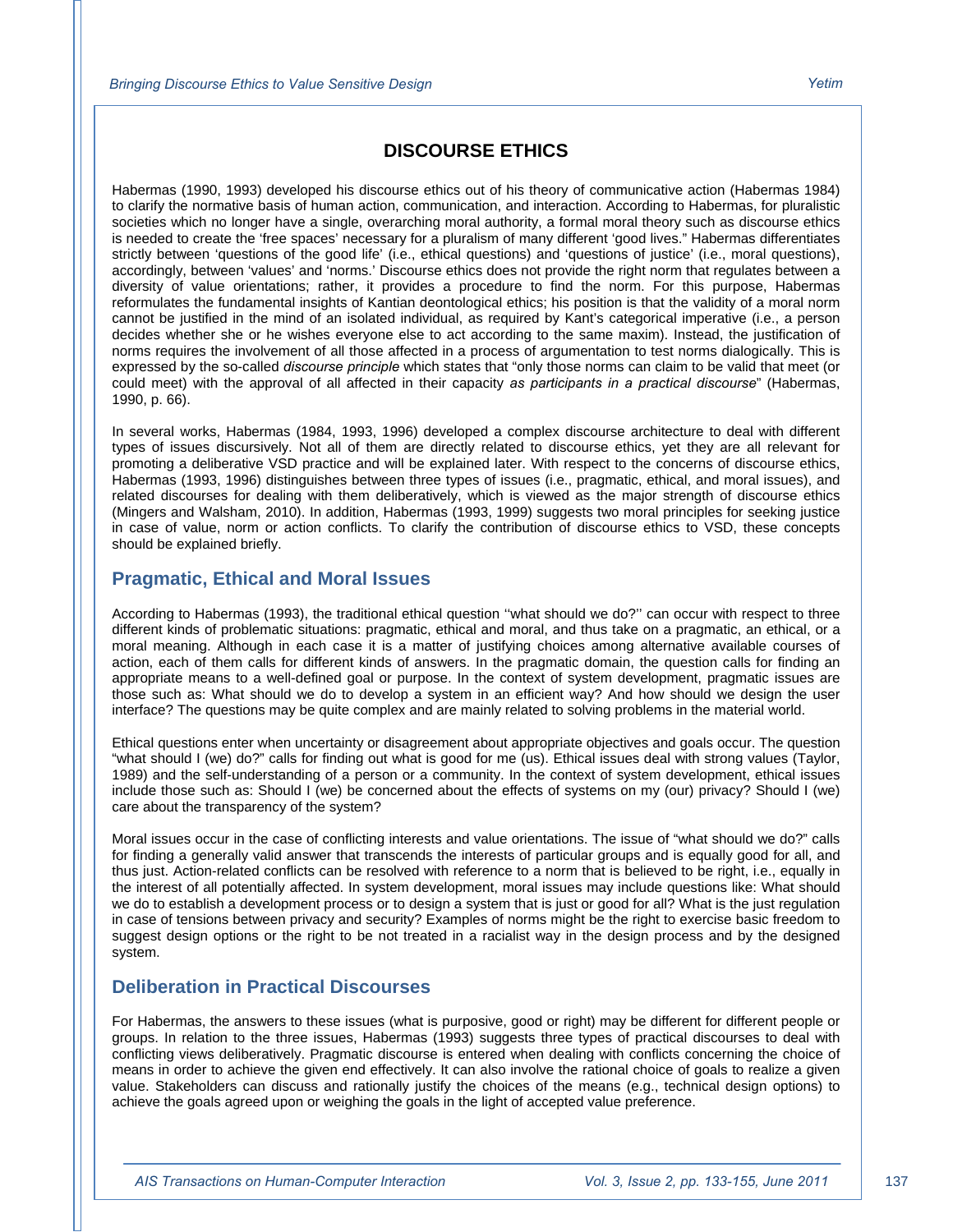# DISCOURSE ETHICS

Habermas (1990, 1993) developed his discourse ethics out of his theory of communicative action (Habermas 1984) to clarify the normative basis of human action, communication, and interaction. According to Habermas, for pluralistic societies which no longer have a single, overarching moral authority, a formal moral theory such as discourse ethics is needed to create the 'free spaces' necessary for a pluralism of many different 'good lives." Habermas differentiates strictly between 'questions of the good life' (i.e., ethical questions) and 'questions of justice' (i.e., moral questions), accordingly, between 'values' and 'norms.' Discourse ethics does not provide the right norm that regulates between a diversity of value orientations; rather, it provides a procedure to find the norm. For this purpose, Habermas reformulates the fundamental insights of Kantian deontological ethics; his position is that the validity of a moral norm cannot be justified in the mind of an isolated individual, as required by Kant's categorical imperative (i.e., a person decides whether she or he wishes everyone else to act according to the same maxim). Instead, the justification of norms requires the involvement of all those affected in a process of argumentation to test norms dialogically. This is expressed by the so-called *discourse principle* which states that "only those norms can claim to be valid that meet (or could meet) with the approval of all affected in their capacity *as participants in a practical discourse*" (Habermas, 1990, p. 66).

In several works, Habermas (1984, 1993, 1996) developed a complex discourse architecture to deal with different types of issues discursively. Not all of them are directly related to discourse ethics, yet they are all relevant for promoting a deliberative VSD practice and will be explained later. With respect to the concerns of discourse ethics, Habermas (1993, 1996) distinguishes between three types of issues (i.e., pragmatic, ethical, and moral issues), and related discourses for dealing with them deliberatively, which is viewed as the major strength of discourse ethics (Mingers and Walsham, 2010). In addition, Habermas (1993, 1999) suggests two moral principles for seeking justice in case of value, norm or action conflicts. To clarify the contribution of discourse ethics to VSD, these concepts should be explained briefly.

## Pragmatic, Ethical and Moral Issues

According to Habermas (1993), the traditional ethical question ''what should we do?'' can occur with respect to three different kinds of problematic situations: pragmatic, ethical and moral, and thus take on a pragmatic, an ethical, or a moral meaning. Although in each case it is a matter of justifying choices among alternative available courses of action, each of them calls for different kinds of answers. In the pragmatic domain, the question calls for finding an appropriate means to a well-defined goal or purpose. In the context of system development, pragmatic issues are those such as: What should we do to develop a system in an efficient way? And how should we design the user interface? The questions may be quite complex and are mainly related to solving problems in the material world.

Ethical questions enter when uncertainty or disagreement about appropriate objectives and goals occur. The question "what should I (we) do?" calls for finding out what is good for me (us). Ethical issues deal with strong values (Taylor, 1989) and the self-understanding of a person or a community. In the context of system development, ethical issues include those such as: Should I (we) be concerned about the effects of systems on my (our) privacy? Should I (we) care about the transparency of the system?

Moral issues occur in the case of conflicting interests and value orientations. The issue of "what should we do?" calls for finding a generally valid answer that transcends the interests of particular groups and is equally good for all, and thus just. Action-related conflicts can be resolved with reference to a norm that is believed to be right, i.e., equally in the interest of all potentially affected. In system development, moral issues may include questions like: What should we do to establish a development process or to design a system that is just or good for all? What is the just regulation in case of tensions between privacy and security? Examples of norms might be the right to exercise basic freedom to suggest design options or the right to be not treated in a racialist way in the design process and by the designed system.

## Deliberation in Practical Discourses

For Habermas, the answers to these issues (what is purposive, good or right) may be different for different people or groups. In relation to the three issues, Habermas (1993) suggests three types of practical discourses to deal with conflicting views deliberatively. Pragmatic discourse is entered when dealing with conflicts concerning the choice of means in order to achieve the given end effectively. It can also involve the rational choice of goals to realize a given value. Stakeholders can discuss and rationally justify the choices of the means (e.g., technical design options) to achieve the goals agreed upon or weighing the goals in the light of accepted value preference.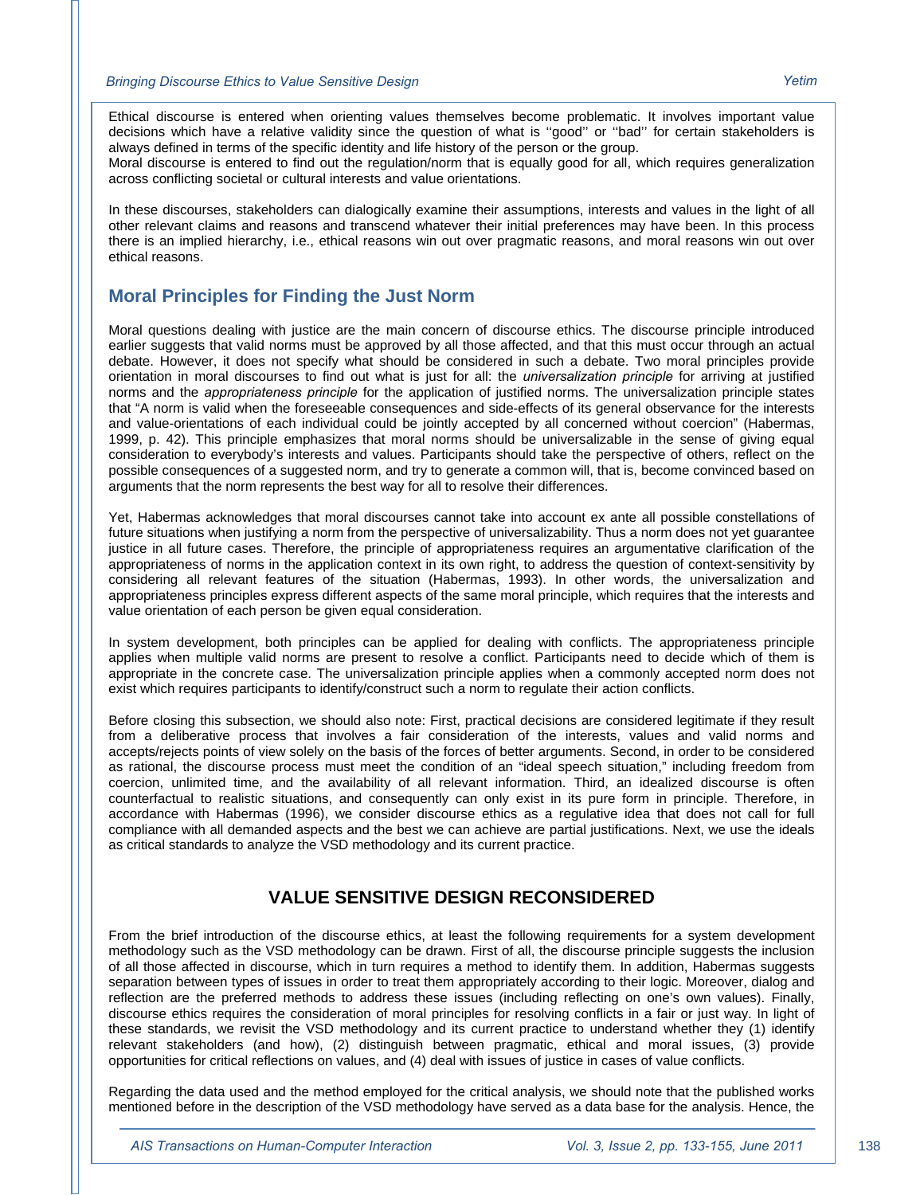Ethical discourse is entered when orienting values themselves become problematic. It involves important value decisions which have a relative validity since the question of what is ''good'' or ''bad'' for certain stakeholders is always defined in terms of the specific identity and life history of the person or the group.
Moral discourse is entered to find out the regulation/norm that is equally good for all, which requires generalization across conflicting societal or cultural interests and value orientations.

In these discourses, stakeholders can dialogically examine their assumptions, interests and values in the light of all other relevant claims and reasons and transcend whatever their initial preferences may have been. In this process there is an implied hierarchy, i.e., ethical reasons win out over pragmatic reasons, and moral reasons win out over ethical reasons.

## Moral Principles for Finding the Just Norm

Moral questions dealing with justice are the main concern of discourse ethics. The discourse principle introduced earlier suggests that valid norms must be approved by all those affected, and that this must occur through an actual debate. However, it does not specify what should be considered in such a debate. Two moral principles provide orientation in moral discourses to find out what is just for all: the *universalization principle* for arriving at justified norms and the *appropriateness principle* for the application of justified norms. The universalization principle states that "A norm is valid when the foreseeable consequences and side-effects of its general observance for the interests and value-orientations of each individual could be jointly accepted by all concerned without coercion" (Habermas, 1999, p. 42). This principle emphasizes that moral norms should be universalizable in the sense of giving equal consideration to everybody's interests and values. Participants should take the perspective of others, reflect on the possible consequences of a suggested norm, and try to generate a common will, that is, become convinced based on arguments that the norm represents the best way for all to resolve their differences.

Yet, Habermas acknowledges that moral discourses cannot take into account ex ante all possible constellations of future situations when justifying a norm from the perspective of universalizability. Thus a norm does not yet guarantee justice in all future cases. Therefore, the principle of appropriateness requires an argumentative clarification of the appropriateness of norms in the application context in its own right, to address the question of context-sensitivity by considering all relevant features of the situation (Habermas, 1993). In other words, the universalization and appropriateness principles express different aspects of the same moral principle, which requires that the interests and value orientation of each person be given equal consideration.

In system development, both principles can be applied for dealing with conflicts. The appropriateness principle applies when multiple valid norms are present to resolve a conflict. Participants need to decide which of them is appropriate in the concrete case. The universalization principle applies when a commonly accepted norm does not exist which requires participants to identify/construct such a norm to regulate their action conflicts.

Before closing this subsection, we should also note: First, practical decisions are considered legitimate if they result from a deliberative process that involves a fair consideration of the interests, values and valid norms and accepts/rejects points of view solely on the basis of the forces of better arguments. Second, in order to be considered as rational, the discourse process must meet the condition of an "ideal speech situation," including freedom from coercion, unlimited time, and the availability of all relevant information. Third, an idealized discourse is often counterfactual to realistic situations, and consequently can only exist in its pure form in principle. Therefore, in accordance with Habermas (1996), we consider discourse ethics as a regulative idea that does not call for full compliance with all demanded aspects and the best we can achieve are partial justifications. Next, we use the ideals as critical standards to analyze the VSD methodology and its current practice.

# VALUE SENSITIVE DESIGN RECONSIDERED

From the brief introduction of the discourse ethics, at least the following requirements for a system development methodology such as the VSD methodology can be drawn. First of all, the discourse principle suggests the inclusion of all those affected in discourse, which in turn requires a method to identify them. In addition, Habermas suggests separation between types of issues in order to treat them appropriately according to their logic. Moreover, dialog and reflection are the preferred methods to address these issues (including reflecting on one's own values). Finally, discourse ethics requires the consideration of moral principles for resolving conflicts in a fair or just way. In light of these standards, we revisit the VSD methodology and its current practice to understand whether they (1) identify relevant stakeholders (and how), (2) distinguish between pragmatic, ethical and moral issues, (3) provide opportunities for critical reflections on values, and (4) deal with issues of justice in cases of value conflicts.

Regarding the data used and the method employed for the critical analysis, we should note that the published works mentioned before in the description of the VSD methodology have served as a data base for the analysis. Hence, the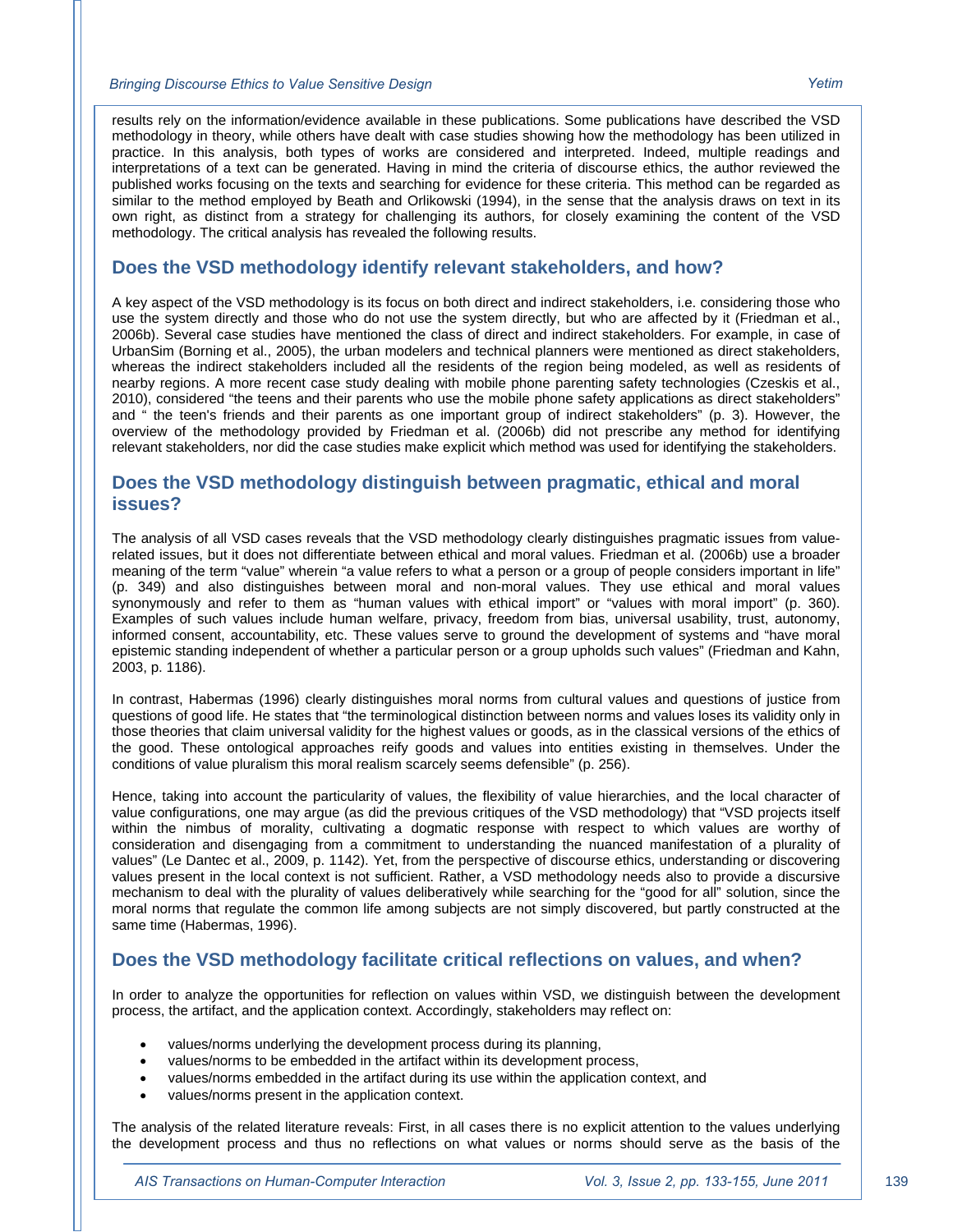results rely on the information/evidence available in these publications. Some publications have described the VSD methodology in theory, while others have dealt with case studies showing how the methodology has been utilized in practice. In this analysis, both types of works are considered and interpreted. Indeed, multiple readings and interpretations of a text can be generated. Having in mind the criteria of discourse ethics, the author reviewed the published works focusing on the texts and searching for evidence for these criteria. This method can be regarded as similar to the method employed by Beath and Orlikowski (1994), in the sense that the analysis draws on text in its own right, as distinct from a strategy for challenging its authors, for closely examining the content of the VSD methodology. The critical analysis has revealed the following results.

## Does the VSD methodology identify relevant stakeholders, and how?

A key aspect of the VSD methodology is its focus on both direct and indirect stakeholders, i.e. considering those who use the system directly and those who do not use the system directly, but who are affected by it (Friedman et al., 2006b). Several case studies have mentioned the class of direct and indirect stakeholders. For example, in case of UrbanSim (Borning et al., 2005), the urban modelers and technical planners were mentioned as direct stakeholders, whereas the indirect stakeholders included all the residents of the region being modeled, as well as residents of nearby regions. A more recent case study dealing with mobile phone parenting safety technologies (Czeskis et al., 2010), considered "the teens and their parents who use the mobile phone safety applications as direct stakeholders" and " the teen's friends and their parents as one important group of indirect stakeholders" (p. 3). However, the overview of the methodology provided by Friedman et al. (2006b) did not prescribe any method for identifying relevant stakeholders, nor did the case studies make explicit which method was used for identifying the stakeholders.

## Does the VSD methodology distinguish between pragmatic, ethical and moral issues?

The analysis of all VSD cases reveals that the VSD methodology clearly distinguishes pragmatic issues from value-related issues, but it does not differentiate between ethical and moral values. Friedman et al. (2006b) use a broader meaning of the term "value" wherein "a value refers to what a person or a group of people considers important in life" (p. 349) and also distinguishes between moral and non-moral values. They use ethical and moral values synonymously and refer to them as "human values with ethical import" or "values with moral import" (p. 360). Examples of such values include human welfare, privacy, freedom from bias, universal usability, trust, autonomy, informed consent, accountability, etc. These values serve to ground the development of systems and "have moral epistemic standing independent of whether a particular person or a group upholds such values" (Friedman and Kahn, 2003, p. 1186).

In contrast, Habermas (1996) clearly distinguishes moral norms from cultural values and questions of justice from questions of good life. He states that "the terminological distinction between norms and values loses its validity only in those theories that claim universal validity for the highest values or goods, as in the classical versions of the ethics of the good. These ontological approaches reify goods and values into entities existing in themselves. Under the conditions of value pluralism this moral realism scarcely seems defensible" (p. 256).

Hence, taking into account the particularity of values, the flexibility of value hierarchies, and the local character of value configurations, one may argue (as did the previous critiques of the VSD methodology) that "VSD projects itself within the nimbus of morality, cultivating a dogmatic response with respect to which values are worthy of consideration and disengaging from a commitment to understanding the nuanced manifestation of a plurality of values" (Le Dantec et al., 2009, p. 1142). Yet, from the perspective of discourse ethics, understanding or discovering values present in the local context is not sufficient. Rather, a VSD methodology needs also to provide a discursive mechanism to deal with the plurality of values deliberatively while searching for the "good for all" solution, since the moral norms that regulate the common life among subjects are not simply discovered, but partly constructed at the same time (Habermas, 1996).

## Does the VSD methodology facilitate critical reflections on values, and when?

In order to analyze the opportunities for reflection on values within VSD, we distinguish between the development process, the artifact, and the application context. Accordingly, stakeholders may reflect on:

- values/norms underlying the development process during its planning,
- values/norms to be embedded in the artifact within its development process,
- values/norms embedded in the artifact during its use within the application context, and
- values/norms present in the application context.

The analysis of the related literature reveals: First, in all cases there is no explicit attention to the values underlying the development process and thus no reflections on what values or norms should serve as the basis of the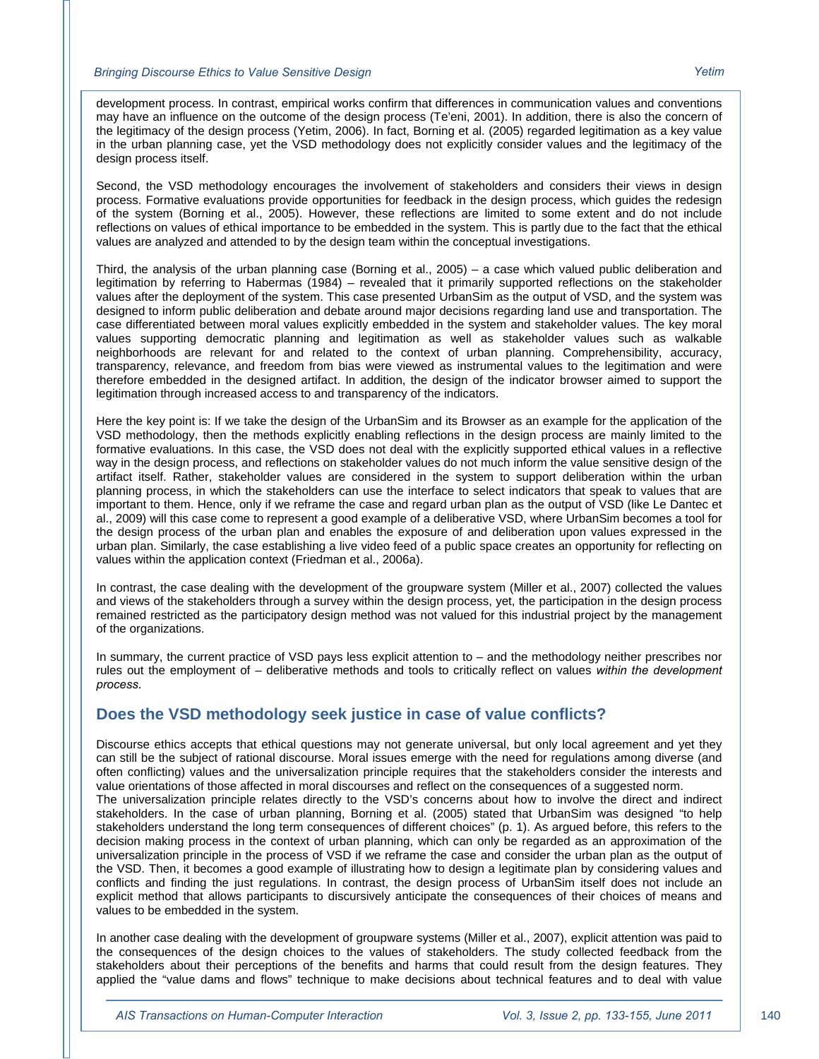development process. In contrast, empirical works confirm that differences in communication values and conventions may have an influence on the outcome of the design process (Te'eni, 2001). In addition, there is also the concern of the legitimacy of the design process (Yetim, 2006). In fact, Borning et al. (2005) regarded legitimation as a key value in the urban planning case, yet the VSD methodology does not explicitly consider values and the legitimacy of the design process itself.

Second, the VSD methodology encourages the involvement of stakeholders and considers their views in design process. Formative evaluations provide opportunities for feedback in the design process, which guides the redesign of the system (Borning et al., 2005). However, these reflections are limited to some extent and do not include reflections on values of ethical importance to be embedded in the system. This is partly due to the fact that the ethical values are analyzed and attended to by the design team within the conceptual investigations.

Third, the analysis of the urban planning case (Borning et al., 2005) – a case which valued public deliberation and legitimation by referring to Habermas (1984) – revealed that it primarily supported reflections on the stakeholder values after the deployment of the system. This case presented UrbanSim as the output of VSD, and the system was designed to inform public deliberation and debate around major decisions regarding land use and transportation. The case differentiated between moral values explicitly embedded in the system and stakeholder values. The key moral values supporting democratic planning and legitimation as well as stakeholder values such as walkable neighborhoods are relevant for and related to the context of urban planning. Comprehensibility, accuracy, transparency, relevance, and freedom from bias were viewed as instrumental values to the legitimation and were therefore embedded in the designed artifact. In addition, the design of the indicator browser aimed to support the legitimation through increased access to and transparency of the indicators.

Here the key point is: If we take the design of the UrbanSim and its Browser as an example for the application of the VSD methodology, then the methods explicitly enabling reflections in the design process are mainly limited to the formative evaluations. In this case, the VSD does not deal with the explicitly supported ethical values in a reflective way in the design process, and reflections on stakeholder values do not much inform the value sensitive design of the artifact itself. Rather, stakeholder values are considered in the system to support deliberation within the urban planning process, in which the stakeholders can use the interface to select indicators that speak to values that are important to them. Hence, only if we reframe the case and regard urban plan as the output of VSD (like Le Dantec et al., 2009) will this case come to represent a good example of a deliberative VSD, where UrbanSim becomes a tool for the design process of the urban plan and enables the exposure of and deliberation upon values expressed in the urban plan. Similarly, the case establishing a live video feed of a public space creates an opportunity for reflecting on values within the application context (Friedman et al., 2006a).

In contrast, the case dealing with the development of the groupware system (Miller et al., 2007) collected the values and views of the stakeholders through a survey within the design process, yet, the participation in the design process remained restricted as the participatory design method was not valued for this industrial project by the management of the organizations.

In summary, the current practice of VSD pays less explicit attention to – and the methodology neither prescribes nor rules out the employment of – deliberative methods and tools to critically reflect on values *within the development process*.

## Does the VSD methodology seek justice in case of value conflicts?

Discourse ethics accepts that ethical questions may not generate universal, but only local agreement and yet they can still be the subject of rational discourse. Moral issues emerge with the need for regulations among diverse (and often conflicting) values and the universalization principle requires that the stakeholders consider the interests and value orientations of those affected in moral discourses and reflect on the consequences of a suggested norm.

The universalization principle relates directly to the VSD's concerns about how to involve the direct and indirect stakeholders. In the case of urban planning, Borning et al. (2005) stated that UrbanSim was designed "to help stakeholders understand the long term consequences of different choices" (p. 1). As argued before, this refers to the decision making process in the context of urban planning, which can only be regarded as an approximation of the universalization principle in the process of VSD if we reframe the case and consider the urban plan as the output of the VSD. Then, it becomes a good example of illustrating how to design a legitimate plan by considering values and conflicts and finding the just regulations. In contrast, the design process of UrbanSim itself does not include an explicit method that allows participants to discursively anticipate the consequences of their choices of means and values to be embedded in the system.

In another case dealing with the development of groupware systems (Miller et al., 2007), explicit attention was paid to the consequences of the design choices to the values of stakeholders. The study collected feedback from the stakeholders about their perceptions of the benefits and harms that could result from the design features. They applied the "value dams and flows" technique to make decisions about technical features and to deal with value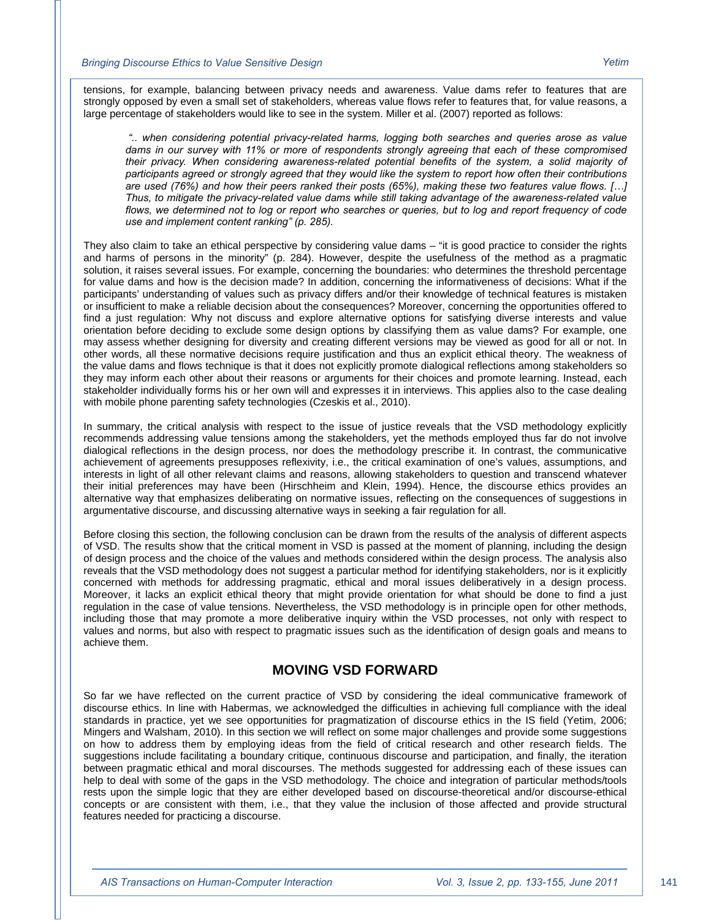tensions, for example, balancing between privacy needs and awareness. Value dams refer to features that are strongly opposed by even a small set of stakeholders, whereas value flows refer to features that, for value reasons, a large percentage of stakeholders would like to see in the system. Miller et al. (2007) reported as follows:

> *".. when considering potential privacy-related harms, logging both searches and queries arose as value dams in our survey with 11% or more of respondents strongly agreeing that each of these compromised their privacy. When considering awareness-related potential benefits of the system, a solid majority of participants agreed or strongly agreed that they would like the system to report how often their contributions are used (76%) and how their peers ranked their posts (65%), making these two features value flows. […] Thus, to mitigate the privacy-related value dams while still taking advantage of the awareness-related value flows, we determined not to log or report who searches or queries, but to log and report frequency of code use and implement content ranking" (p. 285).*

They also claim to take an ethical perspective by considering value dams – "it is good practice to consider the rights and harms of persons in the minority" (p. 284). However, despite the usefulness of the method as a pragmatic solution, it raises several issues. For example, concerning the boundaries: who determines the threshold percentage for value dams and how is the decision made? In addition, concerning the informativeness of decisions: What if the participants' understanding of values such as privacy differs and/or their knowledge of technical features is mistaken or insufficient to make a reliable decision about the consequences? Moreover, concerning the opportunities offered to find a just regulation: Why not discuss and explore alternative options for satisfying diverse interests and value orientation before deciding to exclude some design options by classifying them as value dams? For example, one may assess whether designing for diversity and creating different versions may be viewed as good for all or not. In other words, all these normative decisions require justification and thus an explicit ethical theory. The weakness of the value dams and flows technique is that it does not explicitly promote dialogical reflections among stakeholders so they may inform each other about their reasons or arguments for their choices and promote learning. Instead, each stakeholder individually forms his or her own will and expresses it in interviews. This applies also to the case dealing with mobile phone parenting safety technologies (Czeskis et al., 2010).

In summary, the critical analysis with respect to the issue of justice reveals that the VSD methodology explicitly recommends addressing value tensions among the stakeholders, yet the methods employed thus far do not involve dialogical reflections in the design process, nor does the methodology prescribe it. In contrast, the communicative achievement of agreements presupposes reflexivity, i.e., the critical examination of one's values, assumptions, and interests in light of all other relevant claims and reasons, allowing stakeholders to question and transcend whatever their initial preferences may have been (Hirschheim and Klein, 1994). Hence, the discourse ethics provides an alternative way that emphasizes deliberating on normative issues, reflecting on the consequences of suggestions in argumentative discourse, and discussing alternative ways in seeking a fair regulation for all.

Before closing this section, the following conclusion can be drawn from the results of the analysis of different aspects of VSD. The results show that the critical moment in VSD is passed at the moment of planning, including the design of design process and the choice of the values and methods considered within the design process. The analysis also reveals that the VSD methodology does not suggest a particular method for identifying stakeholders, nor is it explicitly concerned with methods for addressing pragmatic, ethical and moral issues deliberatively in a design process. Moreover, it lacks an explicit ethical theory that might provide orientation for what should be done to find a just regulation in the case of value tensions. Nevertheless, the VSD methodology is in principle open for other methods, including those that may promote a more deliberative inquiry within the VSD processes, not only with respect to values and norms, but also with respect to pragmatic issues such as the identification of design goals and means to achieve them.

## MOVING VSD FORWARD

So far we have reflected on the current practice of VSD by considering the ideal communicative framework of discourse ethics. In line with Habermas, we acknowledged the difficulties in achieving full compliance with the ideal standards in practice, yet we see opportunities for pragmatization of discourse ethics in the IS field (Yetim, 2006; Mingers and Walsham, 2010). In this section we will reflect on some major challenges and provide some suggestions on how to address them by employing ideas from the field of critical research and other research fields. The suggestions include facilitating a boundary critique, continuous discourse and participation, and finally, the iteration between pragmatic ethical and moral discourses. The methods suggested for addressing each of these issues can help to deal with some of the gaps in the VSD methodology. The choice and integration of particular methods/tools rests upon the simple logic that they are either developed based on discourse-theoretical and/or discourse-ethical concepts or are consistent with them, i.e., that they value the inclusion of those affected and provide structural features needed for practicing a discourse.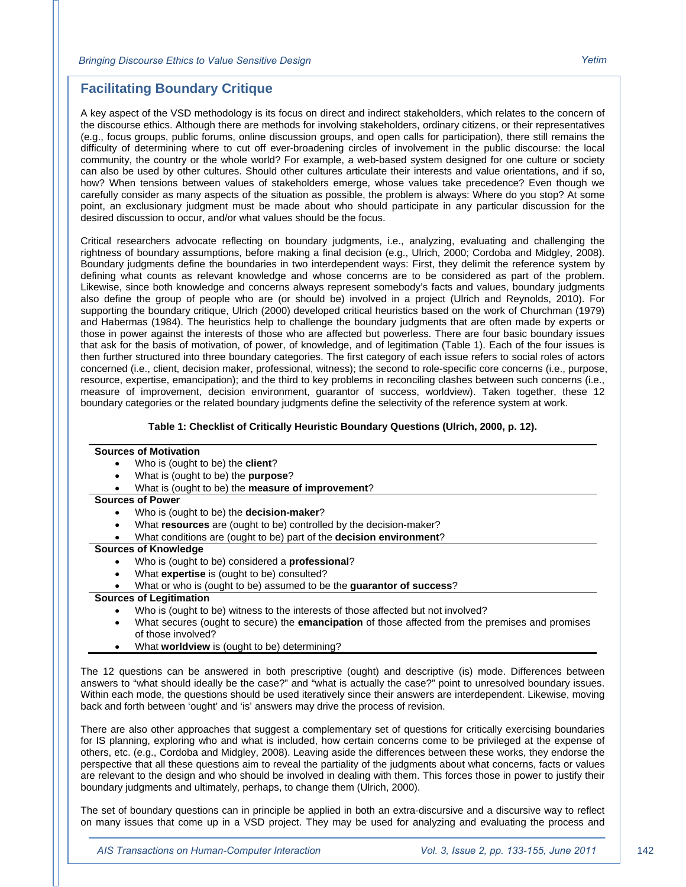## Facilitating Boundary Critique

A key aspect of the VSD methodology is its focus on direct and indirect stakeholders, which relates to the concern of the discourse ethics. Although there are methods for involving stakeholders, ordinary citizens, or their representatives (e.g., focus groups, public forums, online discussion groups, and open calls for participation), there still remains the difficulty of determining where to cut off ever-broadening circles of involvement in the public discourse: the local community, the country or the whole world? For example, a web-based system designed for one culture or society can also be used by other cultures. Should other cultures articulate their interests and value orientations, and if so, how? When tensions between values of stakeholders emerge, whose values take precedence? Even though we carefully consider as many aspects of the situation as possible, the problem is always: Where do you stop? At some point, an exclusionary judgment must be made about who should participate in any particular discussion for the desired discussion to occur, and/or what values should be the focus.

Critical researchers advocate reflecting on boundary judgments, i.e., analyzing, evaluating and challenging the rightness of boundary assumptions, before making a final decision (e.g., Ulrich, 2000; Cordoba and Midgley, 2008). Boundary judgments define the boundaries in two interdependent ways: First, they delimit the reference system by defining what counts as relevant knowledge and whose concerns are to be considered as part of the problem. Likewise, since both knowledge and concerns always represent somebody's facts and values, boundary judgments also define the group of people who are (or should be) involved in a project (Ulrich and Reynolds, 2010). For supporting the boundary critique, Ulrich (2000) developed critical heuristics based on the work of Churchman (1979) and Habermas (1984). The heuristics help to challenge the boundary judgments that are often made by experts or those in power against the interests of those who are affected but powerless. There are four basic boundary issues that ask for the basis of motivation, of power, of knowledge, and of legitimation (Table 1). Each of the four issues is then further structured into three boundary categories. The first category of each issue refers to social roles of actors concerned (i.e., client, decision maker, professional, witness); the second to role-specific core concerns (i.e., purpose, resource, expertise, emancipation); and the third to key problems in reconciling clashes between such concerns (i.e., measure of improvement, decision environment, guarantor of success, worldview). Taken together, these 12 boundary categories or the related boundary judgments define the selectivity of the reference system at work.

**Table 1: Checklist of Critically Heuristic Boundary Questions (Ulrich, 2000, p. 12).**

**Sources of Motivation**

- Who is (ought to be) the **client**?
- What is (ought to be) the **purpose**?
- What is (ought to be) the **measure of improvement**?

**Sources of Power**

- Who is (ought to be) the **decision-maker**?
- What **resources** are (ought to be) controlled by the decision-maker?
- What conditions are (ought to be) part of the **decision environment**?

**Sources of Knowledge**

- Who is (ought to be) considered a **professional**?
- What **expertise** is (ought to be) consulted?
- What or who is (ought to be) assumed to be the **guarantor of success**?

**Sources of Legitimation**

- Who is (ought to be) witness to the interests of those affected but not involved?
- What secures (ought to secure) the **emancipation** of those affected from the premises and promises of those involved?
- What **worldview** is (ought to be) determining?

The 12 questions can be answered in both prescriptive (ought) and descriptive (is) mode. Differences between answers to "what should ideally be the case?" and "what is actually the case?" point to unresolved boundary issues. Within each mode, the questions should be used iteratively since their answers are interdependent. Likewise, moving back and forth between 'ought' and 'is' answers may drive the process of revision.

There are also other approaches that suggest a complementary set of questions for critically exercising boundaries for IS planning, exploring who and what is included, how certain concerns come to be privileged at the expense of others, etc. (e.g., Cordoba and Midgley, 2008). Leaving aside the differences between these works, they endorse the perspective that all these questions aim to reveal the partiality of the judgments about what concerns, facts or values are relevant to the design and who should be involved in dealing with them. This forces those in power to justify their boundary judgments and ultimately, perhaps, to change them (Ulrich, 2000).

The set of boundary questions can in principle be applied in both an extra-discursive and a discursive way to reflect on many issues that come up in a VSD project. They may be used for analyzing and evaluating the process and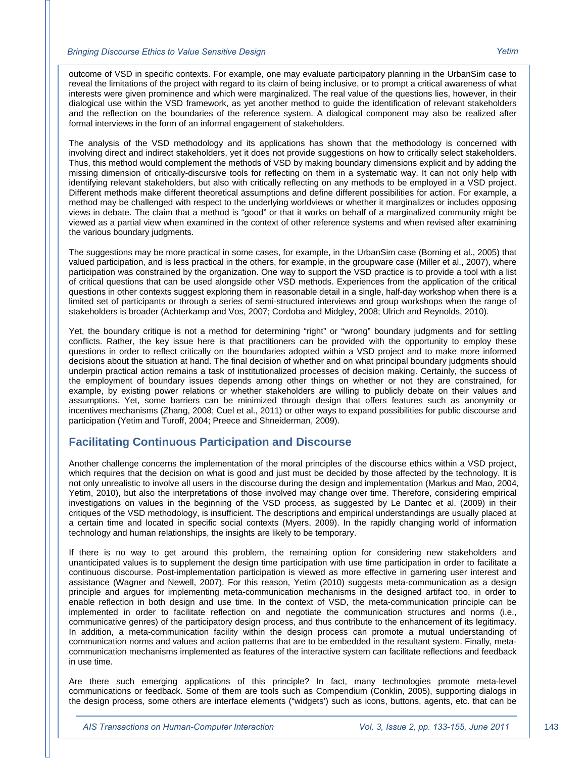outcome of VSD in specific contexts. For example, one may evaluate participatory planning in the UrbanSim case to reveal the limitations of the project with regard to its claim of being inclusive, or to prompt a critical awareness of what interests were given prominence and which were marginalized. The real value of the questions lies, however, in their dialogical use within the VSD framework, as yet another method to guide the identification of relevant stakeholders and the reflection on the boundaries of the reference system. A dialogical component may also be realized after formal interviews in the form of an informal engagement of stakeholders.

The analysis of the VSD methodology and its applications has shown that the methodology is concerned with involving direct and indirect stakeholders, yet it does not provide suggestions on how to critically select stakeholders. Thus, this method would complement the methods of VSD by making boundary dimensions explicit and by adding the missing dimension of critically-discursive tools for reflecting on them in a systematic way. It can not only help with identifying relevant stakeholders, but also with critically reflecting on any methods to be employed in a VSD project. Different methods make different theoretical assumptions and define different possibilities for action. For example, a method may be challenged with respect to the underlying worldviews or whether it marginalizes or includes opposing views in debate. The claim that a method is "good" or that it works on behalf of a marginalized community might be viewed as a partial view when examined in the context of other reference systems and when revised after examining the various boundary judgments.

The suggestions may be more practical in some cases, for example, in the UrbanSim case (Borning et al., 2005) that valued participation, and is less practical in the others, for example, in the groupware case (Miller et al., 2007), where participation was constrained by the organization. One way to support the VSD practice is to provide a tool with a list of critical questions that can be used alongside other VSD methods. Experiences from the application of the critical questions in other contexts suggest exploring them in reasonable detail in a single, half-day workshop when there is a limited set of participants or through a series of semi-structured interviews and group workshops when the range of stakeholders is broader (Achterkamp and Vos, 2007; Cordoba and Midgley, 2008; Ulrich and Reynolds, 2010).

Yet, the boundary critique is not a method for determining "right" or "wrong" boundary judgments and for settling conflicts. Rather, the key issue here is that practitioners can be provided with the opportunity to employ these questions in order to reflect critically on the boundaries adopted within a VSD project and to make more informed decisions about the situation at hand. The final decision of whether and on what principal boundary judgments should underpin practical action remains a task of institutionalized processes of decision making. Certainly, the success of the employment of boundary issues depends among other things on whether or not they are constrained, for example, by existing power relations or whether stakeholders are willing to publicly debate on their values and assumptions. Yet, some barriers can be minimized through design that offers features such as anonymity or incentives mechanisms (Zhang, 2008; Cuel et al., 2011) or other ways to expand possibilities for public discourse and participation (Yetim and Turoff, 2004; Preece and Shneiderman, 2009).

## Facilitating Continuous Participation and Discourse

Another challenge concerns the implementation of the moral principles of the discourse ethics within a VSD project, which requires that the decision on what is good and just must be decided by those affected by the technology. It is not only unrealistic to involve all users in the discourse during the design and implementation (Markus and Mao, 2004, Yetim, 2010), but also the interpretations of those involved may change over time. Therefore, considering empirical investigations on values in the beginning of the VSD process, as suggested by Le Dantec et al. (2009) in their critiques of the VSD methodology, is insufficient. The descriptions and empirical understandings are usually placed at a certain time and located in specific social contexts (Myers, 2009). In the rapidly changing world of information technology and human relationships, the insights are likely to be temporary.

If there is no way to get around this problem, the remaining option for considering new stakeholders and unanticipated values is to supplement the design time participation with use time participation in order to facilitate a continuous discourse. Post-implementation participation is viewed as more effective in garnering user interest and assistance (Wagner and Newell, 2007). For this reason, Yetim (2010) suggests meta-communication as a design principle and argues for implementing meta-communication mechanisms in the designed artifact too, in order to enable reflection in both design and use time. In the context of VSD, the meta-communication principle can be implemented in order to facilitate reflection on and negotiate the communication structures and norms (i.e., communicative genres) of the participatory design process, and thus contribute to the enhancement of its legitimacy. In addition, a meta-communication facility within the design process can promote a mutual understanding of communication norms and values and action patterns that are to be embedded in the resultant system. Finally, meta-communication mechanisms implemented as features of the interactive system can facilitate reflections and feedback in use time.

Are there such emerging applications of this principle? In fact, many technologies promote meta-level communications or feedback. Some of them are tools such as Compendium (Conklin, 2005), supporting dialogs in the design process, some others are interface elements ("widgets') such as icons, buttons, agents, etc. that can be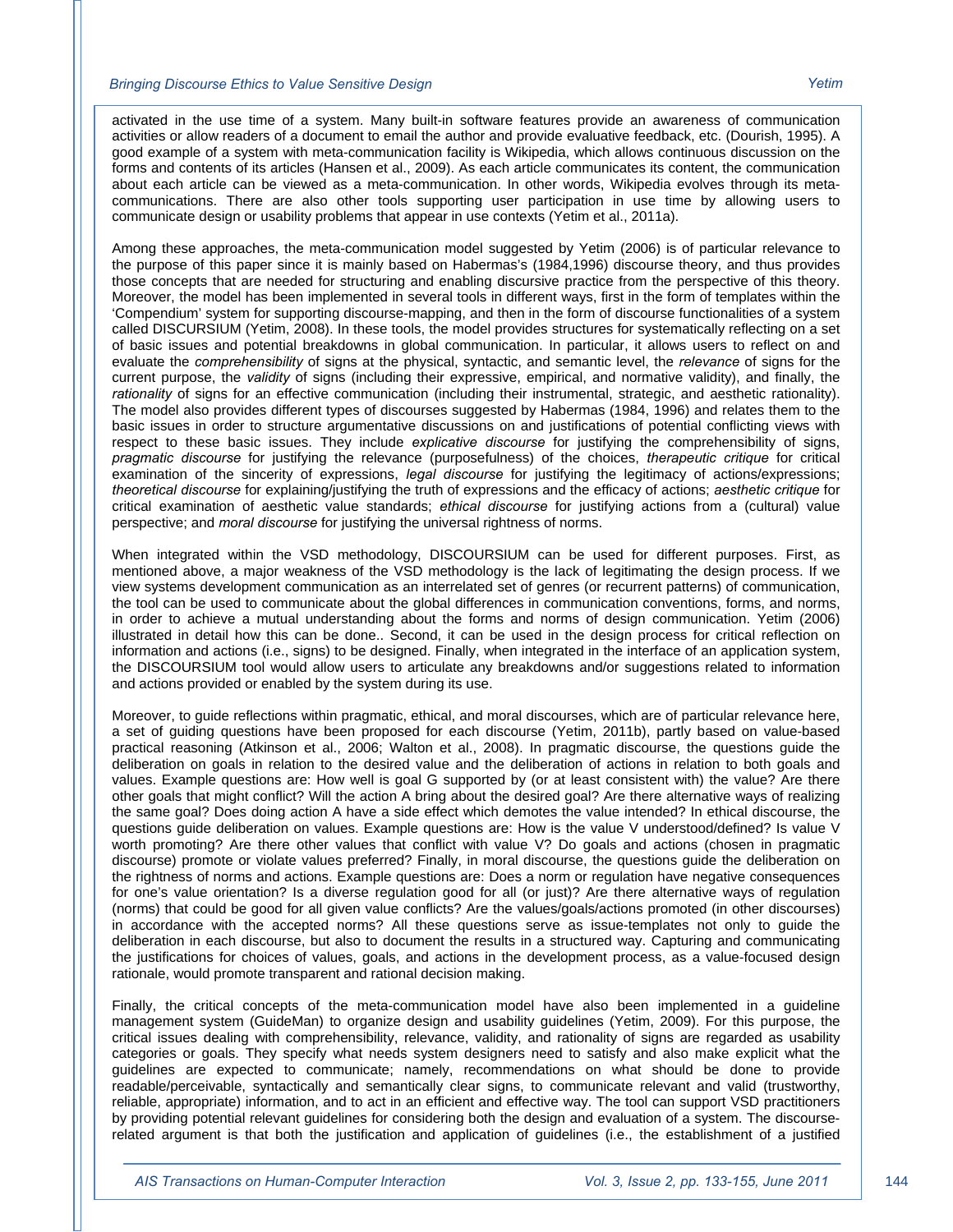activated in the use time of a system. Many built-in software features provide an awareness of communication activities or allow readers of a document to email the author and provide evaluative feedback, etc. (Dourish, 1995). A good example of a system with meta-communication facility is Wikipedia, which allows continuous discussion on the forms and contents of its articles (Hansen et al., 2009). As each article communicates its content, the communication about each article can be viewed as a meta-communication. In other words, Wikipedia evolves through its meta-communications. There are also other tools supporting user participation in use time by allowing users to communicate design or usability problems that appear in use contexts (Yetim et al., 2011a).

Among these approaches, the meta-communication model suggested by Yetim (2006) is of particular relevance to the purpose of this paper since it is mainly based on Habermas's (1984,1996) discourse theory, and thus provides those concepts that are needed for structuring and enabling discursive practice from the perspective of this theory. Moreover, the model has been implemented in several tools in different ways, first in the form of templates within the 'Compendium' system for supporting discourse-mapping, and then in the form of discourse functionalities of a system called DISCURSIUM (Yetim, 2008). In these tools, the model provides structures for systematically reflecting on a set of basic issues and potential breakdowns in global communication. In particular, it allows users to reflect on and evaluate the *comprehensibility* of signs at the physical, syntactic, and semantic level, the *relevance* of signs for the current purpose, the *validity* of signs (including their expressive, empirical, and normative validity), and finally, the *rationality* of signs for an effective communication (including their instrumental, strategic, and aesthetic rationality). The model also provides different types of discourses suggested by Habermas (1984, 1996) and relates them to the basic issues in order to structure argumentative discussions on and justifications of potential conflicting views with respect to these basic issues. They include *explicative discourse* for justifying the comprehensibility of signs, *pragmatic discourse* for justifying the relevance (purposefulness) of the choices, *therapeutic critique* for critical examination of the sincerity of expressions, *legal discourse* for justifying the legitimacy of actions/expressions; *theoretical discourse* for explaining/justifying the truth of expressions and the efficacy of actions; *aesthetic critique* for critical examination of aesthetic value standards; *ethical discourse* for justifying actions from a (cultural) value perspective; and *moral discourse* for justifying the universal rightness of norms.

When integrated within the VSD methodology, DISCOURSIUM can be used for different purposes. First, as mentioned above, a major weakness of the VSD methodology is the lack of legitimating the design process. If we view systems development communication as an interrelated set of genres (or recurrent patterns) of communication, the tool can be used to communicate about the global differences in communication conventions, forms, and norms, in order to achieve a mutual understanding about the forms and norms of design communication. Yetim (2006) illustrated in detail how this can be done.. Second, it can be used in the design process for critical reflection on information and actions (i.e., signs) to be designed. Finally, when integrated in the interface of an application system, the DISCOURSIUM tool would allow users to articulate any breakdowns and/or suggestions related to information and actions provided or enabled by the system during its use.

Moreover, to guide reflections within pragmatic, ethical, and moral discourses, which are of particular relevance here, a set of guiding questions have been proposed for each discourse (Yetim, 2011b), partly based on value-based practical reasoning (Atkinson et al., 2006; Walton et al., 2008). In pragmatic discourse, the questions guide the deliberation on goals in relation to the desired value and the deliberation of actions in relation to both goals and values. Example questions are: How well is goal G supported by (or at least consistent with) the value? Are there other goals that might conflict? Will the action A bring about the desired goal? Are there alternative ways of realizing the same goal? Does doing action A have a side effect which demotes the value intended? In ethical discourse, the questions guide deliberation on values. Example questions are: How is the value V understood/defined? Is value V worth promoting? Are there other values that conflict with value V? Do goals and actions (chosen in pragmatic discourse) promote or violate values preferred? Finally, in moral discourse, the questions guide the deliberation on the rightness of norms and actions. Example questions are: Does a norm or regulation have negative consequences for one's value orientation? Is a diverse regulation good for all (or just)? Are there alternative ways of regulation (norms) that could be good for all given value conflicts? Are the values/goals/actions promoted (in other discourses) in accordance with the accepted norms? All these questions serve as issue-templates not only to guide the deliberation in each discourse, but also to document the results in a structured way. Capturing and communicating the justifications for choices of values, goals, and actions in the development process, as a value-focused design rationale, would promote transparent and rational decision making.

Finally, the critical concepts of the meta-communication model have also been implemented in a guideline management system (GuideMan) to organize design and usability guidelines (Yetim, 2009). For this purpose, the critical issues dealing with comprehensibility, relevance, validity, and rationality of signs are regarded as usability categories or goals. They specify what needs system designers need to satisfy and also make explicit what the guidelines are expected to communicate; namely, recommendations on what should be done to provide readable/perceivable, syntactically and semantically clear signs, to communicate relevant and valid (trustworthy, reliable, appropriate) information, and to act in an efficient and effective way. The tool can support VSD practitioners by providing potential relevant guidelines for considering both the design and evaluation of a system. The discourse-related argument is that both the justification and application of guidelines (i.e., the establishment of a justified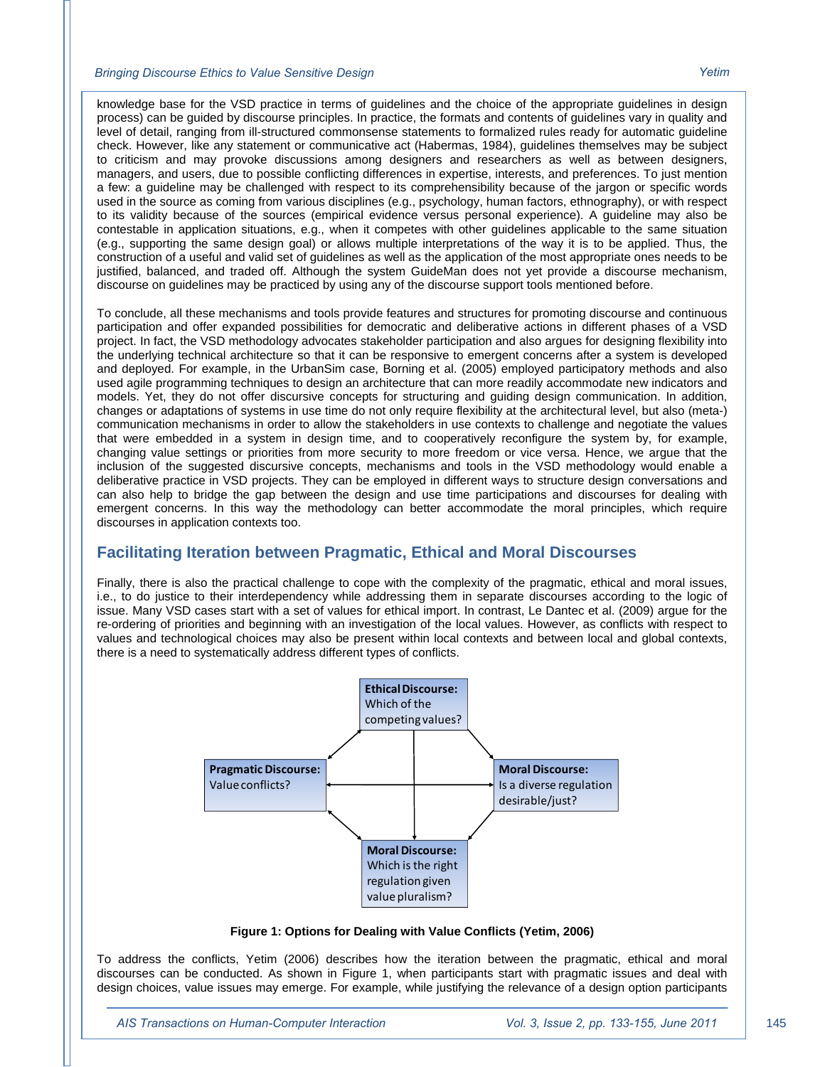knowledge base for the VSD practice in terms of guidelines and the choice of the appropriate guidelines in design process) can be guided by discourse principles. In practice, the formats and contents of guidelines vary in quality and level of detail, ranging from ill-structured commonsense statements to formalized rules ready for automatic guideline check. However, like any statement or communicative act (Habermas, 1984), guidelines themselves may be subject to criticism and may provoke discussions among designers and researchers as well as between designers, managers, and users, due to possible conflicting differences in expertise, interests, and preferences. To just mention a few: a guideline may be challenged with respect to its comprehensibility because of the jargon or specific words used in the source as coming from various disciplines (e.g., psychology, human factors, ethnography), or with respect to its validity because of the sources (empirical evidence versus personal experience). A guideline may also be contestable in application situations, e.g., when it competes with other guidelines applicable to the same situation (e.g., supporting the same design goal) or allows multiple interpretations of the way it is to be applied. Thus, the construction of a useful and valid set of guidelines as well as the application of the most appropriate ones needs to be justified, balanced, and traded off. Although the system GuideMan does not yet provide a discourse mechanism, discourse on guidelines may be practiced by using any of the discourse support tools mentioned before.

To conclude, all these mechanisms and tools provide features and structures for promoting discourse and continuous participation and offer expanded possibilities for democratic and deliberative actions in different phases of a VSD project. In fact, the VSD methodology advocates stakeholder participation and also argues for designing flexibility into the underlying technical architecture so that it can be responsive to emergent concerns after a system is developed and deployed. For example, in the UrbanSim case, Borning et al. (2005) employed participatory methods and also used agile programming techniques to design an architecture that can more readily accommodate new indicators and models. Yet, they do not offer discursive concepts for structuring and guiding design communication. In addition, changes or adaptations of systems in use time do not only require flexibility at the architectural level, but also (meta-) communication mechanisms in order to allow the stakeholders in use contexts to challenge and negotiate the values that were embedded in a system in design time, and to cooperatively reconfigure the system by, for example, changing value settings or priorities from more security to more freedom or vice versa. Hence, we argue that the inclusion of the suggested discursive concepts, mechanisms and tools in the VSD methodology would enable a deliberative practice in VSD projects. They can be employed in different ways to structure design conversations and can also help to bridge the gap between the design and use time participations and discourses for dealing with emergent concerns. In this way the methodology can better accommodate the moral principles, which require discourses in application contexts too.

## Facilitating Iteration between Pragmatic, Ethical and Moral Discourses

Finally, there is also the practical challenge to cope with the complexity of the pragmatic, ethical and moral issues, i.e., to do justice to their interdependency while addressing them in separate discourses according to the logic of issue. Many VSD cases start with a set of values for ethical import. In contrast, Le Dantec et al. (2009) argue for the re-ordering of priorities and beginning with an investigation of the local values. However, as conflicts with respect to values and technological choices may also be present within local contexts and between local and global contexts, there is a need to systematically address different types of conflicts.

**Ethical Discourse:** Which of the competing values?

**Pragmatic Discourse:** Value conflicts?

**Moral Discourse:** Is a diverse regulation desirable/just?

**Moral Discourse:** Which is the right regulation given value pluralism?

**Figure 1: Options for Dealing with Value Conflicts (Yetim, 2006)**

To address the conflicts, Yetim (2006) describes how the iteration between the pragmatic, ethical and moral discourses can be conducted. As shown in Figure 1, when participants start with pragmatic issues and deal with design choices, value issues may emerge. For example, while justifying the relevance of a design option participants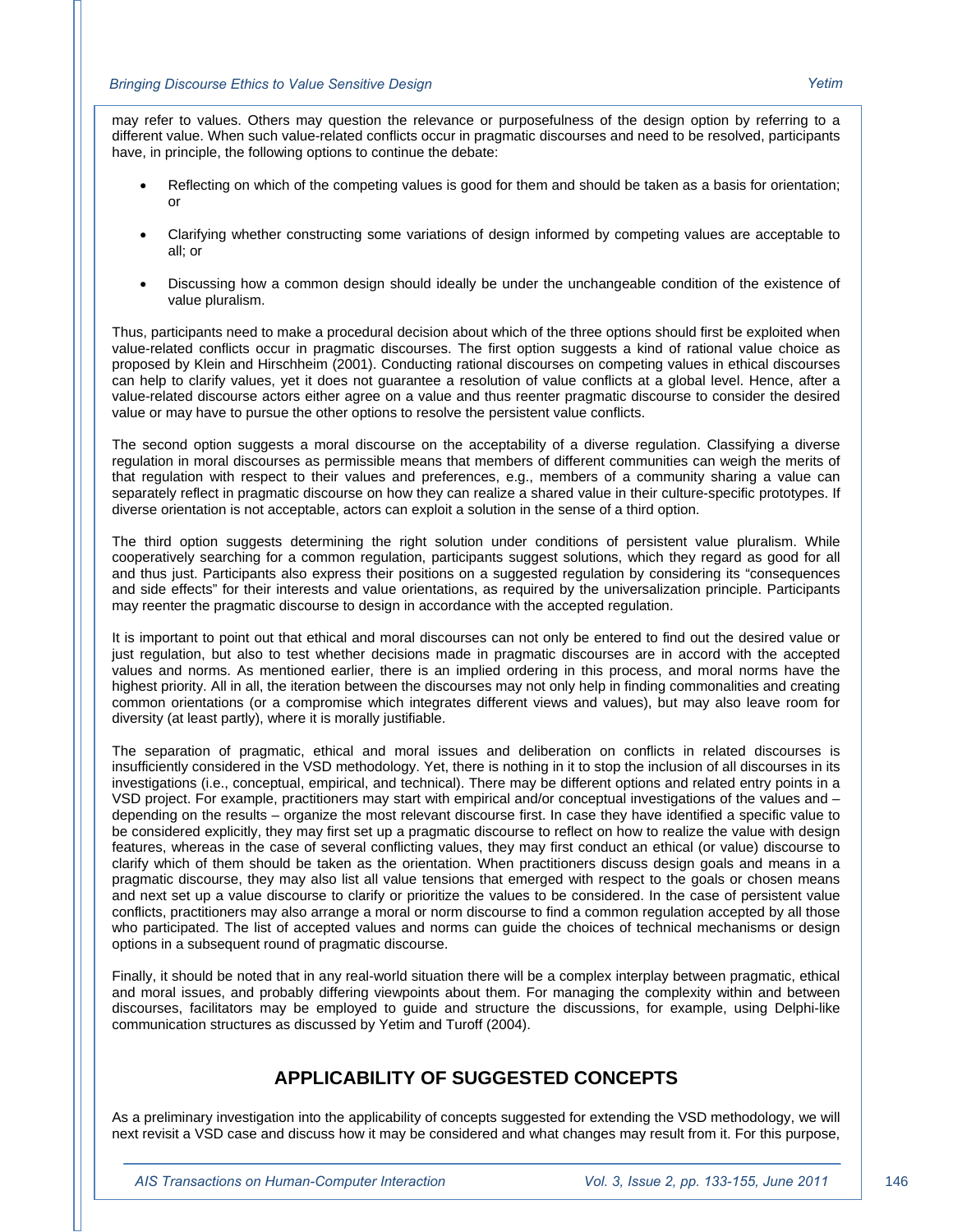may refer to values. Others may question the relevance or purposefulness of the design option by referring to a different value. When such value-related conflicts occur in pragmatic discourses and need to be resolved, participants have, in principle, the following options to continue the debate:

- Reflecting on which of the competing values is good for them and should be taken as a basis for orientation; or
- Clarifying whether constructing some variations of design informed by competing values are acceptable to all; or
- Discussing how a common design should ideally be under the unchangeable condition of the existence of value pluralism.

Thus, participants need to make a procedural decision about which of the three options should first be exploited when value-related conflicts occur in pragmatic discourses. The first option suggests a kind of rational value choice as proposed by Klein and Hirschheim (2001). Conducting rational discourses on competing values in ethical discourses can help to clarify values, yet it does not guarantee a resolution of value conflicts at a global level. Hence, after a value-related discourse actors either agree on a value and thus reenter pragmatic discourse to consider the desired value or may have to pursue the other options to resolve the persistent value conflicts.

The second option suggests a moral discourse on the acceptability of a diverse regulation. Classifying a diverse regulation in moral discourses as permissible means that members of different communities can weigh the merits of that regulation with respect to their values and preferences, e.g., members of a community sharing a value can separately reflect in pragmatic discourse on how they can realize a shared value in their culture-specific prototypes. If diverse orientation is not acceptable, actors can exploit a solution in the sense of a third option.

The third option suggests determining the right solution under conditions of persistent value pluralism. While cooperatively searching for a common regulation, participants suggest solutions, which they regard as good for all and thus just. Participants also express their positions on a suggested regulation by considering its "consequences and side effects" for their interests and value orientations, as required by the universalization principle. Participants may reenter the pragmatic discourse to design in accordance with the accepted regulation.

It is important to point out that ethical and moral discourses can not only be entered to find out the desired value or just regulation, but also to test whether decisions made in pragmatic discourses are in accord with the accepted values and norms. As mentioned earlier, there is an implied ordering in this process, and moral norms have the highest priority. All in all, the iteration between the discourses may not only help in finding commonalities and creating common orientations (or a compromise which integrates different views and values), but may also leave room for diversity (at least partly), where it is morally justifiable.

The separation of pragmatic, ethical and moral issues and deliberation on conflicts in related discourses is insufficiently considered in the VSD methodology. Yet, there is nothing in it to stop the inclusion of all discourses in its investigations (i.e., conceptual, empirical, and technical). There may be different options and related entry points in a VSD project. For example, practitioners may start with empirical and/or conceptual investigations of the values and – depending on the results – organize the most relevant discourse first. In case they have identified a specific value to be considered explicitly, they may first set up a pragmatic discourse to reflect on how to realize the value with design features, whereas in the case of several conflicting values, they may first conduct an ethical (or value) discourse to clarify which of them should be taken as the orientation. When practitioners discuss design goals and means in a pragmatic discourse, they may also list all value tensions that emerged with respect to the goals or chosen means and next set up a value discourse to clarify or prioritize the values to be considered. In the case of persistent value conflicts, practitioners may also arrange a moral or norm discourse to find a common regulation accepted by all those who participated. The list of accepted values and norms can guide the choices of technical mechanisms or design options in a subsequent round of pragmatic discourse.

Finally, it should be noted that in any real-world situation there will be a complex interplay between pragmatic, ethical and moral issues, and probably differing viewpoints about them. For managing the complexity within and between discourses, facilitators may be employed to guide and structure the discussions, for example, using Delphi-like communication structures as discussed by Yetim and Turoff (2004).

## APPLICABILITY OF SUGGESTED CONCEPTS

As a preliminary investigation into the applicability of concepts suggested for extending the VSD methodology, we will next revisit a VSD case and discuss how it may be considered and what changes may result from it. For this purpose,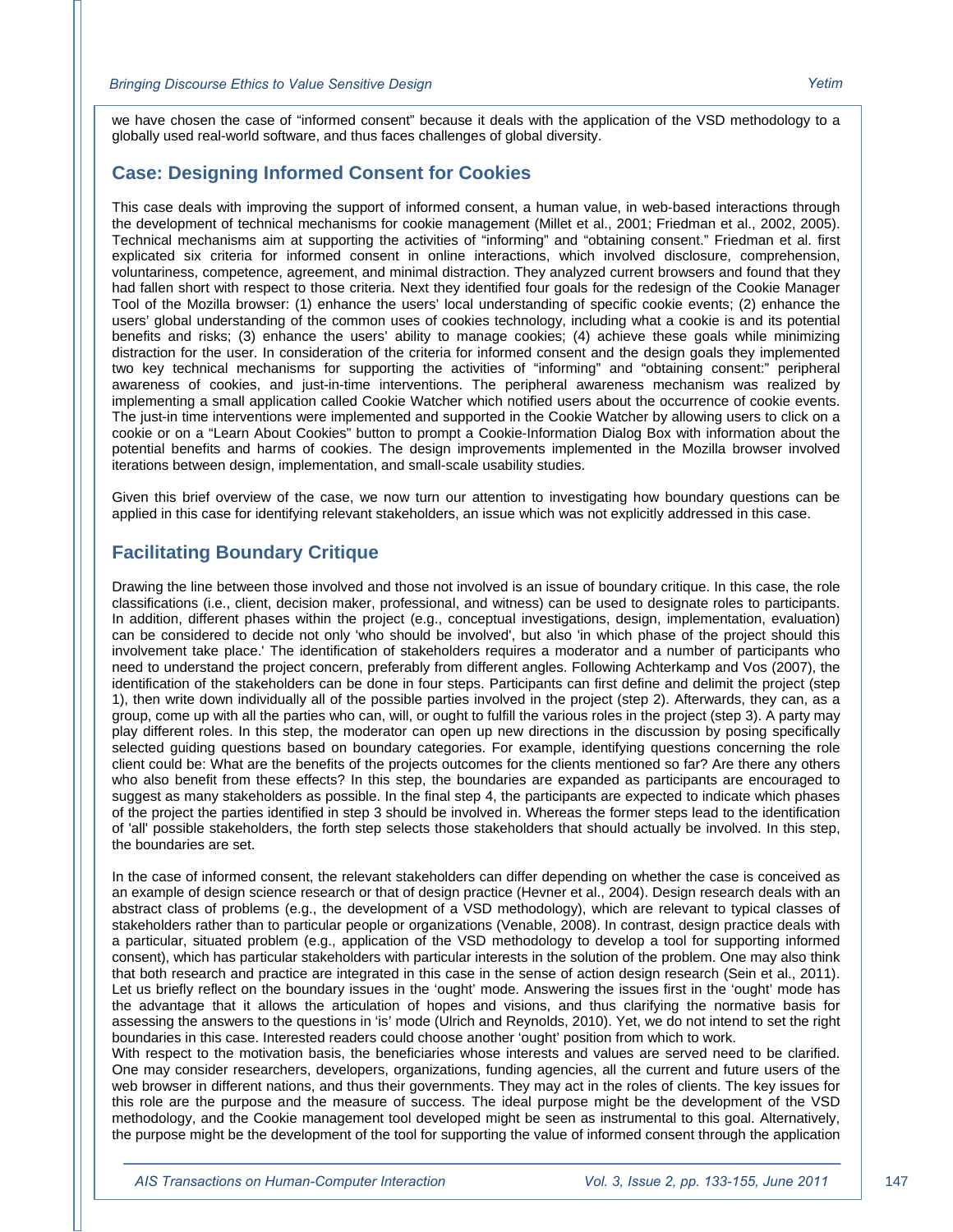we have chosen the case of "informed consent" because it deals with the application of the VSD methodology to a globally used real-world software, and thus faces challenges of global diversity.

## Case: Designing Informed Consent for Cookies

This case deals with improving the support of informed consent, a human value, in web-based interactions through the development of technical mechanisms for cookie management (Millet et al., 2001; Friedman et al., 2002, 2005). Technical mechanisms aim at supporting the activities of "informing" and "obtaining consent." Friedman et al. first explicated six criteria for informed consent in online interactions, which involved disclosure, comprehension, voluntariness, competence, agreement, and minimal distraction. They analyzed current browsers and found that they had fallen short with respect to those criteria. Next they identified four goals for the redesign of the Cookie Manager Tool of the Mozilla browser: (1) enhance the users' local understanding of specific cookie events; (2) enhance the users' global understanding of the common uses of cookies technology, including what a cookie is and its potential benefits and risks; (3) enhance the users' ability to manage cookies; (4) achieve these goals while minimizing distraction for the user. In consideration of the criteria for informed consent and the design goals they implemented two key technical mechanisms for supporting the activities of "informing" and "obtaining consent:" peripheral awareness of cookies, and just-in-time interventions. The peripheral awareness mechanism was realized by implementing a small application called Cookie Watcher which notified users about the occurrence of cookie events. The just-in time interventions were implemented and supported in the Cookie Watcher by allowing users to click on a cookie or on a "Learn About Cookies" button to prompt a Cookie-Information Dialog Box with information about the potential benefits and harms of cookies. The design improvements implemented in the Mozilla browser involved iterations between design, implementation, and small-scale usability studies.

Given this brief overview of the case, we now turn our attention to investigating how boundary questions can be applied in this case for identifying relevant stakeholders, an issue which was not explicitly addressed in this case.

## Facilitating Boundary Critique

Drawing the line between those involved and those not involved is an issue of boundary critique. In this case, the role classifications (i.e., client, decision maker, professional, and witness) can be used to designate roles to participants. In addition, different phases within the project (e.g., conceptual investigations, design, implementation, evaluation) can be considered to decide not only 'who should be involved', but also 'in which phase of the project should this involvement take place.' The identification of stakeholders requires a moderator and a number of participants who need to understand the project concern, preferably from different angles. Following Achterkamp and Vos (2007), the identification of the stakeholders can be done in four steps. Participants can first define and delimit the project (step 1), then write down individually all of the possible parties involved in the project (step 2). Afterwards, they can, as a group, come up with all the parties who can, will, or ought to fulfill the various roles in the project (step 3). A party may play different roles. In this step, the moderator can open up new directions in the discussion by posing specifically selected guiding questions based on boundary categories. For example, identifying questions concerning the role client could be: What are the benefits of the projects outcomes for the clients mentioned so far? Are there any others who also benefit from these effects? In this step, the boundaries are expanded as participants are encouraged to suggest as many stakeholders as possible. In the final step 4, the participants are expected to indicate which phases of the project the parties identified in step 3 should be involved in. Whereas the former steps lead to the identification of 'all' possible stakeholders, the forth step selects those stakeholders that should actually be involved. In this step, the boundaries are set.

In the case of informed consent, the relevant stakeholders can differ depending on whether the case is conceived as an example of design science research or that of design practice (Hevner et al., 2004). Design research deals with an abstract class of problems (e.g., the development of a VSD methodology), which are relevant to typical classes of stakeholders rather than to particular people or organizations (Venable, 2008). In contrast, design practice deals with a particular, situated problem (e.g., application of the VSD methodology to develop a tool for supporting informed consent), which has particular stakeholders with particular interests in the solution of the problem. One may also think that both research and practice are integrated in this case in the sense of action design research (Sein et al., 2011). Let us briefly reflect on the boundary issues in the 'ought' mode. Answering the issues first in the 'ought' mode has the advantage that it allows the articulation of hopes and visions, and thus clarifying the normative basis for assessing the answers to the questions in 'is' mode (Ulrich and Reynolds, 2010). Yet, we do not intend to set the right boundaries in this case. Interested readers could choose another 'ought' position from which to work.

With respect to the motivation basis, the beneficiaries whose interests and values are served need to be clarified. One may consider researchers, developers, organizations, funding agencies, all the current and future users of the web browser in different nations, and thus their governments. They may act in the roles of clients. The key issues for this role are the purpose and the measure of success. The ideal purpose might be the development of the VSD methodology, and the Cookie management tool developed might be seen as instrumental to this goal. Alternatively, the purpose might be the development of the tool for supporting the value of informed consent through the application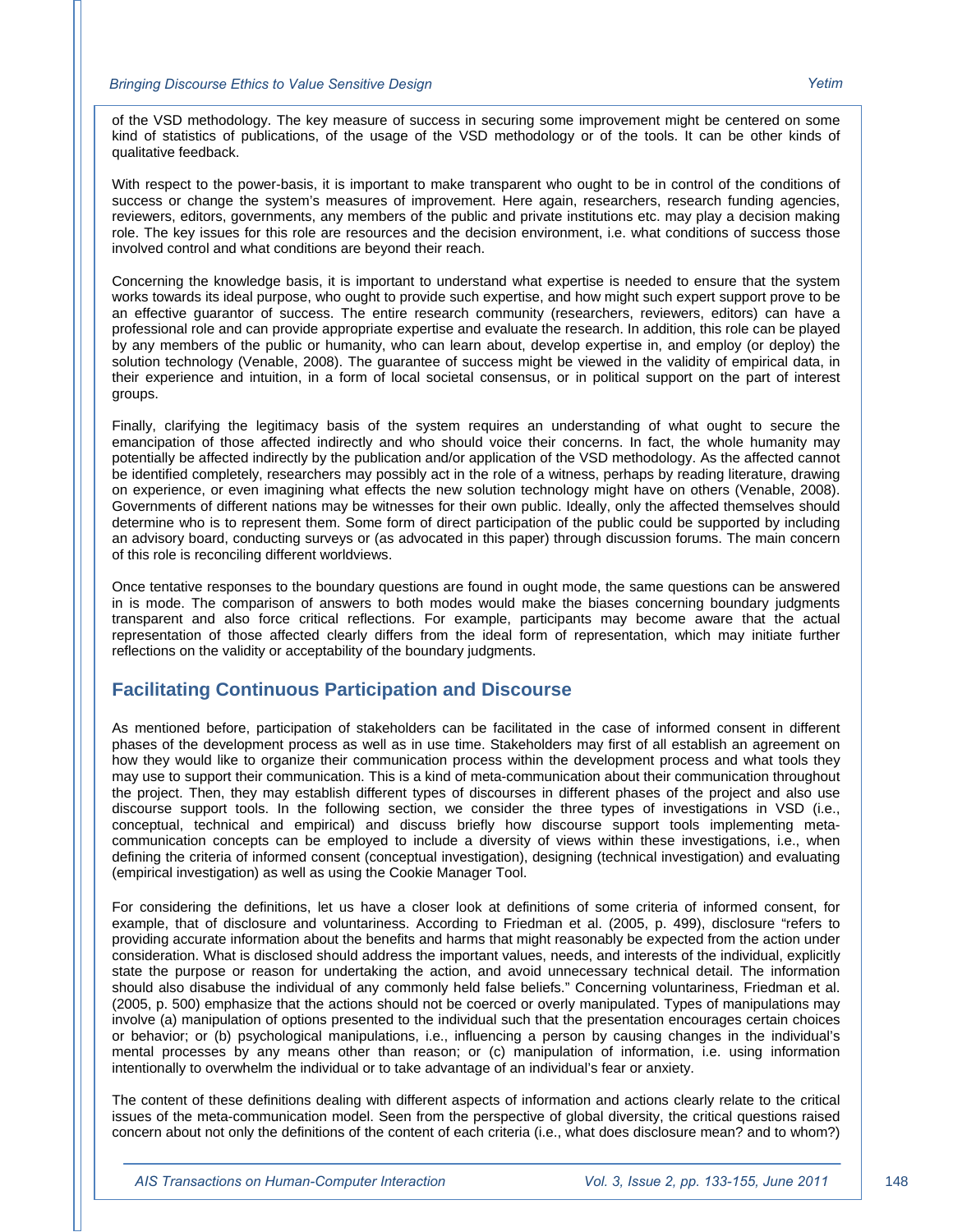of the VSD methodology. The key measure of success in securing some improvement might be centered on some kind of statistics of publications, of the usage of the VSD methodology or of the tools. It can be other kinds of qualitative feedback.

With respect to the power-basis, it is important to make transparent who ought to be in control of the conditions of success or change the system's measures of improvement. Here again, researchers, research funding agencies, reviewers, editors, governments, any members of the public and private institutions etc. may play a decision making role. The key issues for this role are resources and the decision environment, i.e. what conditions of success those involved control and what conditions are beyond their reach.

Concerning the knowledge basis, it is important to understand what expertise is needed to ensure that the system works towards its ideal purpose, who ought to provide such expertise, and how might such expert support prove to be an effective guarantor of success. The entire research community (researchers, reviewers, editors) can have a professional role and can provide appropriate expertise and evaluate the research. In addition, this role can be played by any members of the public or humanity, who can learn about, develop expertise in, and employ (or deploy) the solution technology (Venable, 2008). The guarantee of success might be viewed in the validity of empirical data, in their experience and intuition, in a form of local societal consensus, or in political support on the part of interest groups.

Finally, clarifying the legitimacy basis of the system requires an understanding of what ought to secure the emancipation of those affected indirectly and who should voice their concerns. In fact, the whole humanity may potentially be affected indirectly by the publication and/or application of the VSD methodology. As the affected cannot be identified completely, researchers may possibly act in the role of a witness, perhaps by reading literature, drawing on experience, or even imagining what effects the new solution technology might have on others (Venable, 2008). Governments of different nations may be witnesses for their own public. Ideally, only the affected themselves should determine who is to represent them. Some form of direct participation of the public could be supported by including an advisory board, conducting surveys or (as advocated in this paper) through discussion forums. The main concern of this role is reconciling different worldviews.

Once tentative responses to the boundary questions are found in ought mode, the same questions can be answered in is mode. The comparison of answers to both modes would make the biases concerning boundary judgments transparent and also force critical reflections. For example, participants may become aware that the actual representation of those affected clearly differs from the ideal form of representation, which may initiate further reflections on the validity or acceptability of the boundary judgments.

## Facilitating Continuous Participation and Discourse

As mentioned before, participation of stakeholders can be facilitated in the case of informed consent in different phases of the development process as well as in use time. Stakeholders may first of all establish an agreement on how they would like to organize their communication process within the development process and what tools they may use to support their communication. This is a kind of meta-communication about their communication throughout the project. Then, they may establish different types of discourses in different phases of the project and also use discourse support tools. In the following section, we consider the three types of investigations in VSD (i.e., conceptual, technical and empirical) and discuss briefly how discourse support tools implementing meta-communication concepts can be employed to include a diversity of views within these investigations, i.e., when defining the criteria of informed consent (conceptual investigation), designing (technical investigation) and evaluating (empirical investigation) as well as using the Cookie Manager Tool.

For considering the definitions, let us have a closer look at definitions of some criteria of informed consent, for example, that of disclosure and voluntariness. According to Friedman et al. (2005, p. 499), disclosure "refers to providing accurate information about the benefits and harms that might reasonably be expected from the action under consideration. What is disclosed should address the important values, needs, and interests of the individual, explicitly state the purpose or reason for undertaking the action, and avoid unnecessary technical detail. The information should also disabuse the individual of any commonly held false beliefs." Concerning voluntariness, Friedman et al. (2005, p. 500) emphasize that the actions should not be coerced or overly manipulated. Types of manipulations may involve (a) manipulation of options presented to the individual such that the presentation encourages certain choices or behavior; or (b) psychological manipulations, i.e., influencing a person by causing changes in the individual's mental processes by any means other than reason; or (c) manipulation of information, i.e. using information intentionally to overwhelm the individual or to take advantage of an individual's fear or anxiety.

The content of these definitions dealing with different aspects of information and actions clearly relate to the critical issues of the meta-communication model. Seen from the perspective of global diversity, the critical questions raised concern about not only the definitions of the content of each criteria (i.e., what does disclosure mean? and to whom?)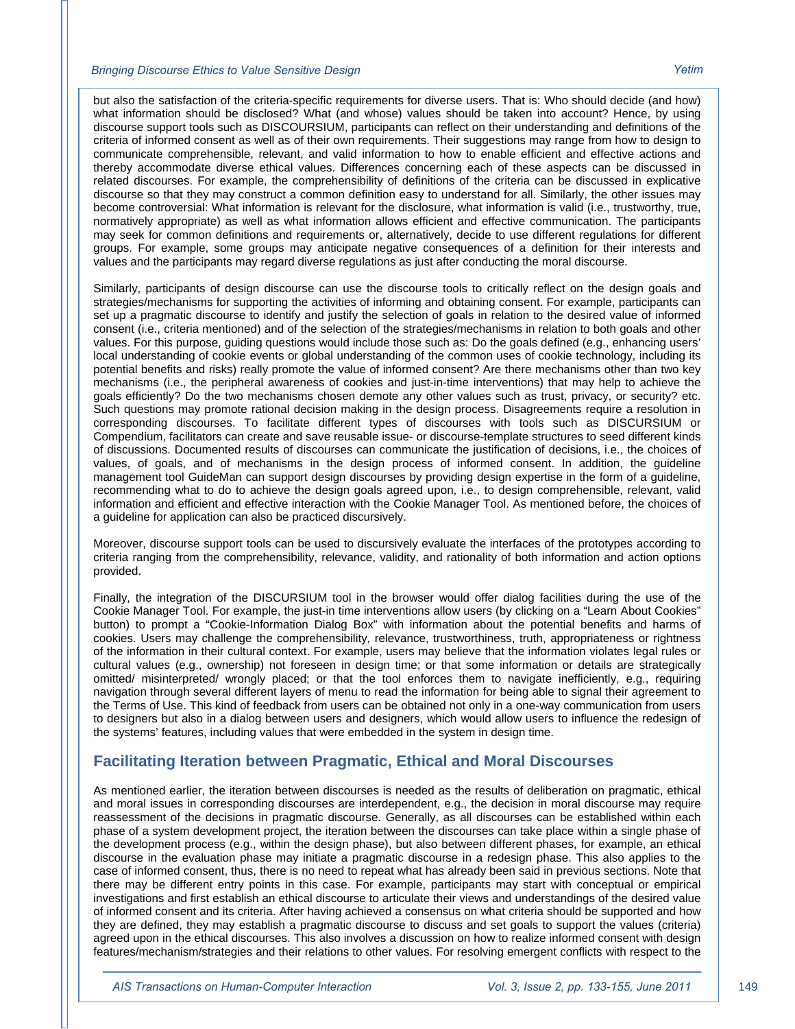but also the satisfaction of the criteria-specific requirements for diverse users. That is: Who should decide (and how) what information should be disclosed? What (and whose) values should be taken into account? Hence, by using discourse support tools such as DISCOURSIUM, participants can reflect on their understanding and definitions of the criteria of informed consent as well as of their own requirements. Their suggestions may range from how to design to communicate comprehensible, relevant, and valid information to how to enable efficient and effective actions and thereby accommodate diverse ethical values. Differences concerning each of these aspects can be discussed in related discourses. For example, the comprehensibility of definitions of the criteria can be discussed in explicative discourse so that they may construct a common definition easy to understand for all. Similarly, the other issues may become controversial: What information is relevant for the disclosure, what information is valid (i.e., trustworthy, true, normatively appropriate) as well as what information allows efficient and effective communication. The participants may seek for common definitions and requirements or, alternatively, decide to use different regulations for different groups. For example, some groups may anticipate negative consequences of a definition for their interests and values and the participants may regard diverse regulations as just after conducting the moral discourse.

Similarly, participants of design discourse can use the discourse tools to critically reflect on the design goals and strategies/mechanisms for supporting the activities of informing and obtaining consent. For example, participants can set up a pragmatic discourse to identify and justify the selection of goals in relation to the desired value of informed consent (i.e., criteria mentioned) and of the selection of the strategies/mechanisms in relation to both goals and other values. For this purpose, guiding questions would include those such as: Do the goals defined (e.g., enhancing users' local understanding of cookie events or global understanding of the common uses of cookie technology, including its potential benefits and risks) really promote the value of informed consent? Are there mechanisms other than two key mechanisms (i.e., the peripheral awareness of cookies and just-in-time interventions) that may help to achieve the goals efficiently? Do the two mechanisms chosen demote any other values such as trust, privacy, or security? etc. Such questions may promote rational decision making in the design process. Disagreements require a resolution in corresponding discourses. To facilitate different types of discourses with tools such as DISCURSIUM or Compendium, facilitators can create and save reusable issue- or discourse-template structures to seed different kinds of discussions. Documented results of discourses can communicate the justification of decisions, i.e., the choices of values, of goals, and of mechanisms in the design process of informed consent. In addition, the guideline management tool GuideMan can support design discourses by providing design expertise in the form of a guideline, recommending what to do to achieve the design goals agreed upon, i.e., to design comprehensible, relevant, valid information and efficient and effective interaction with the Cookie Manager Tool. As mentioned before, the choices of a guideline for application can also be practiced discursively.

Moreover, discourse support tools can be used to discursively evaluate the interfaces of the prototypes according to criteria ranging from the comprehensibility, relevance, validity, and rationality of both information and action options provided.

Finally, the integration of the DISCURSIUM tool in the browser would offer dialog facilities during the use of the Cookie Manager Tool. For example, the just-in time interventions allow users (by clicking on a "Learn About Cookies" button) to prompt a "Cookie-Information Dialog Box" with information about the potential benefits and harms of cookies. Users may challenge the comprehensibility, relevance, trustworthiness, truth, appropriateness or rightness of the information in their cultural context. For example, users may believe that the information violates legal rules or cultural values (e.g., ownership) not foreseen in design time; or that some information or details are strategically omitted/ misinterpreted/ wrongly placed; or that the tool enforces them to navigate inefficiently, e.g., requiring navigation through several different layers of menu to read the information for being able to signal their agreement to the Terms of Use. This kind of feedback from users can be obtained not only in a one-way communication from users to designers but also in a dialog between users and designers, which would allow users to influence the redesign of the systems' features, including values that were embedded in the system in design time.

## Facilitating Iteration between Pragmatic, Ethical and Moral Discourses

As mentioned earlier, the iteration between discourses is needed as the results of deliberation on pragmatic, ethical and moral issues in corresponding discourses are interdependent, e.g., the decision in moral discourse may require reassessment of the decisions in pragmatic discourse. Generally, as all discourses can be established within each phase of a system development project, the iteration between the discourses can take place within a single phase of the development process (e.g., within the design phase), but also between different phases, for example, an ethical discourse in the evaluation phase may initiate a pragmatic discourse in a redesign phase. This also applies to the case of informed consent, thus, there is no need to repeat what has already been said in previous sections. Note that there may be different entry points in this case. For example, participants may start with conceptual or empirical investigations and first establish an ethical discourse to articulate their views and understandings of the desired value of informed consent and its criteria. After having achieved a consensus on what criteria should be supported and how they are defined, they may establish a pragmatic discourse to discuss and set goals to support the values (criteria) agreed upon in the ethical discourses. This also involves a discussion on how to realize informed consent with design features/mechanism/strategies and their relations to other values. For resolving emergent conflicts with respect to the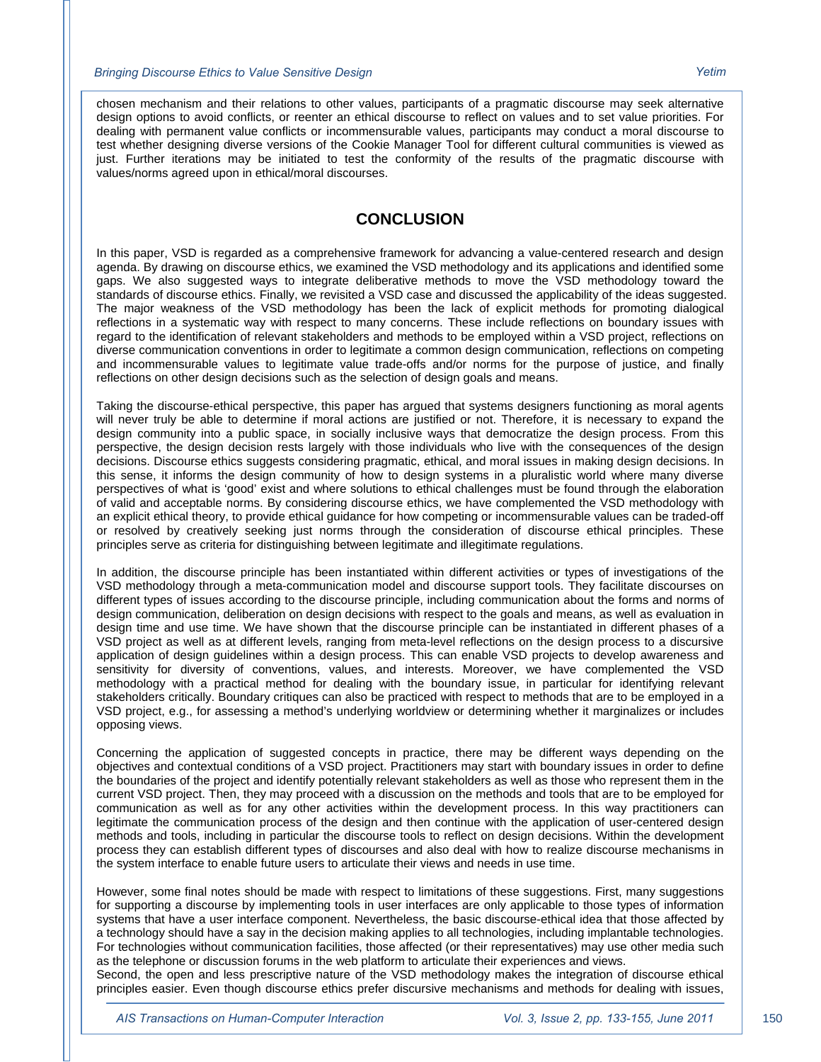chosen mechanism and their relations to other values, participants of a pragmatic discourse may seek alternative design options to avoid conflicts, or reenter an ethical discourse to reflect on values and to set value priorities. For dealing with permanent value conflicts or incommensurable values, participants may conduct a moral discourse to test whether designing diverse versions of the Cookie Manager Tool for different cultural communities is viewed as just. Further iterations may be initiated to test the conformity of the results of the pragmatic discourse with values/norms agreed upon in ethical/moral discourses.

## CONCLUSION

In this paper, VSD is regarded as a comprehensive framework for advancing a value-centered research and design agenda. By drawing on discourse ethics, we examined the VSD methodology and its applications and identified some gaps. We also suggested ways to integrate deliberative methods to move the VSD methodology toward the standards of discourse ethics. Finally, we revisited a VSD case and discussed the applicability of the ideas suggested. The major weakness of the VSD methodology has been the lack of explicit methods for promoting dialogical reflections in a systematic way with respect to many concerns. These include reflections on boundary issues with regard to the identification of relevant stakeholders and methods to be employed within a VSD project, reflections on diverse communication conventions in order to legitimate a common design communication, reflections on competing and incommensurable values to legitimate value trade-offs and/or norms for the purpose of justice, and finally reflections on other design decisions such as the selection of design goals and means.

Taking the discourse-ethical perspective, this paper has argued that systems designers functioning as moral agents will never truly be able to determine if moral actions are justified or not. Therefore, it is necessary to expand the design community into a public space, in socially inclusive ways that democratize the design process. From this perspective, the design decision rests largely with those individuals who live with the consequences of the design decisions. Discourse ethics suggests considering pragmatic, ethical, and moral issues in making design decisions. In this sense, it informs the design community of how to design systems in a pluralistic world where many diverse perspectives of what is 'good' exist and where solutions to ethical challenges must be found through the elaboration of valid and acceptable norms. By considering discourse ethics, we have complemented the VSD methodology with an explicit ethical theory, to provide ethical guidance for how competing or incommensurable values can be traded-off or resolved by creatively seeking just norms through the consideration of discourse ethical principles. These principles serve as criteria for distinguishing between legitimate and illegitimate regulations.

In addition, the discourse principle has been instantiated within different activities or types of investigations of the VSD methodology through a meta-communication model and discourse support tools. They facilitate discourses on different types of issues according to the discourse principle, including communication about the forms and norms of design communication, deliberation on design decisions with respect to the goals and means, as well as evaluation in design time and use time. We have shown that the discourse principle can be instantiated in different phases of a VSD project as well as at different levels, ranging from meta-level reflections on the design process to a discursive application of design guidelines within a design process. This can enable VSD projects to develop awareness and sensitivity for diversity of conventions, values, and interests. Moreover, we have complemented the VSD methodology with a practical method for dealing with the boundary issue, in particular for identifying relevant stakeholders critically. Boundary critiques can also be practiced with respect to methods that are to be employed in a VSD project, e.g., for assessing a method's underlying worldview or determining whether it marginalizes or includes opposing views.

Concerning the application of suggested concepts in practice, there may be different ways depending on the objectives and contextual conditions of a VSD project. Practitioners may start with boundary issues in order to define the boundaries of the project and identify potentially relevant stakeholders as well as those who represent them in the current VSD project. Then, they may proceed with a discussion on the methods and tools that are to be employed for communication as well as for any other activities within the development process. In this way practitioners can legitimate the communication process of the design and then continue with the application of user-centered design methods and tools, including in particular the discourse tools to reflect on design decisions. Within the development process they can establish different types of discourses and also deal with how to realize discourse mechanisms in the system interface to enable future users to articulate their views and needs in use time.

However, some final notes should be made with respect to limitations of these suggestions. First, many suggestions for supporting a discourse by implementing tools in user interfaces are only applicable to those types of information systems that have a user interface component. Nevertheless, the basic discourse-ethical idea that those affected by a technology should have a say in the decision making applies to all technologies, including implantable technologies. For technologies without communication facilities, those affected (or their representatives) may use other media such as the telephone or discussion forums in the web platform to articulate their experiences and views.
Second, the open and less prescriptive nature of the VSD methodology makes the integration of discourse ethical principles easier. Even though discourse ethics prefer discursive mechanisms and methods for dealing with issues,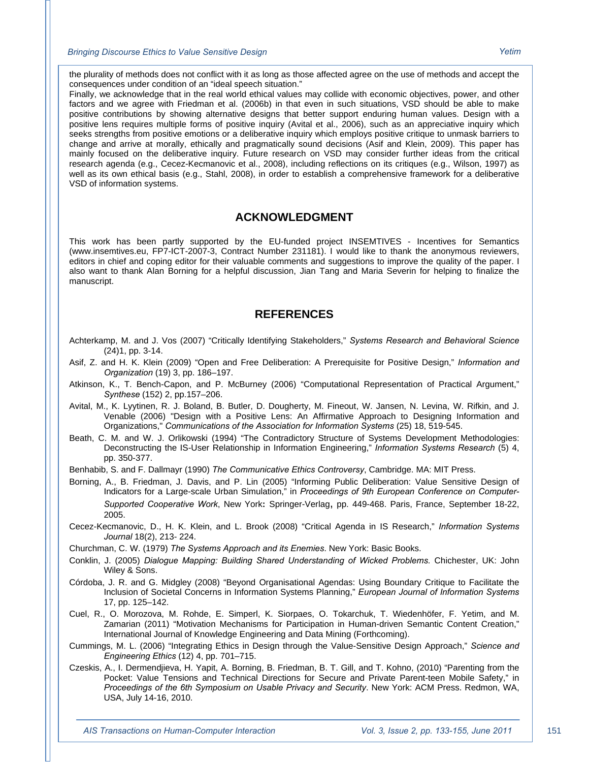the plurality of methods does not conflict with it as long as those affected agree on the use of methods and accept the consequences under condition of an "ideal speech situation."

Finally, we acknowledge that in the real world ethical values may collide with economic objectives, power, and other factors and we agree with Friedman et al. (2006b) in that even in such situations, VSD should be able to make positive contributions by showing alternative designs that better support enduring human values. Design with a positive lens requires multiple forms of positive inquiry (Avital et al., 2006), such as an appreciative inquiry which seeks strengths from positive emotions or a deliberative inquiry which employs positive critique to unmask barriers to change and arrive at morally, ethically and pragmatically sound decisions (Asif and Klein, 2009). This paper has mainly focused on the deliberative inquiry. Future research on VSD may consider further ideas from the critical research agenda (e.g., Cecez-Kecmanovic et al., 2008), including reflections on its critiques (e.g., Wilson, 1997) as well as its own ethical basis (e.g., Stahl, 2008), in order to establish a comprehensive framework for a deliberative VSD of information systems.

## ACKNOWLEDGMENT

This work has been partly supported by the EU-funded project INSEMTIVES - Incentives for Semantics (www.insemtives.eu, FP7-ICT-2007-3, Contract Number 231181). I would like to thank the anonymous reviewers, editors in chief and coping editor for their valuable comments and suggestions to improve the quality of the paper. I also want to thank Alan Borning for a helpful discussion, Jian Tang and Maria Severin for helping to finalize the manuscript.

## REFERENCES

Achterkamp, M. and J. Vos (2007) "Critically Identifying Stakeholders," *Systems Research and Behavioral Science* (24)1, pp. 3-14.

Asif, Z. and H. K. Klein (2009) "Open and Free Deliberation: A Prerequisite for Positive Design," *Information and Organization* (19) 3, pp. 186–197.

Atkinson, K., T. Bench-Capon, and P. McBurney (2006) "Computational Representation of Practical Argument," *Synthese* (152) 2, pp.157–206.

Avital, M., K. Lyytinen, R. J. Boland, B. Butler, D. Dougherty, M. Fineout, W. Jansen, N. Levina, W. Rifkin, and J. Venable (2006) "Design with a Positive Lens: An Affirmative Approach to Designing Information and Organizations," *Communications of the Association for Information Systems* (25) 18, 519-545.

Beath, C. M. and W. J. Orlikowski (1994) "The Contradictory Structure of Systems Development Methodologies: Deconstructing the IS-User Relationship in Information Engineering," *Information Systems Research* (5) 4, pp. 350-377.

Benhabib, S. and F. Dallmayr (1990) *The Communicative Ethics Controversy*, Cambridge. MA: MIT Press.

Borning, A., B. Friedman, J. Davis, and P. Lin (2005) "Informing Public Deliberation: Value Sensitive Design of Indicators for a Large-scale Urban Simulation," in *Proceedings of 9th European Conference on Computer-Supported Cooperative Work*, New York: Springer-Verlag, pp. 449-468. Paris, France, September 18-22, 2005.

Cecez-Kecmanovic, D., H. K. Klein, and L. Brook (2008) "Critical Agenda in IS Research," *Information Systems Journal* 18(2), 213- 224.

Churchman, C. W. (1979) *The Systems Approach and its Enemies*. New York: Basic Books.

Conklin, J. (2005) *Dialogue Mapping: Building Shared Understanding of Wicked Problems.* Chichester, UK: John Wiley & Sons.

Córdoba, J. R. and G. Midgley (2008) "Beyond Organisational Agendas: Using Boundary Critique to Facilitate the Inclusion of Societal Concerns in Information Systems Planning," *European Journal of Information Systems* 17, pp. 125–142.

Cuel, R., O. Morozova, M. Rohde, E. Simperl, K. Siorpaes, O. Tokarchuk, T. Wiedenhöfer, F. Yetim, and M. Zamarian (2011) "Motivation Mechanisms for Participation in Human-driven Semantic Content Creation," International Journal of Knowledge Engineering and Data Mining (Forthcoming).

Cummings, M. L. (2006) "Integrating Ethics in Design through the Value-Sensitive Design Approach," *Science and Engineering Ethics* (12) 4, pp. 701–715.

Czeskis, A., I. Dermendjieva, H. Yapit, A. Borning, B. Friedman, B. T. Gill, and T. Kohno, (2010) "Parenting from the Pocket: Value Tensions and Technical Directions for Secure and Private Parent-teen Mobile Safety," in *Proceedings of the 6th Symposium on Usable Privacy and Security*. New York: ACM Press. Redmon, WA, USA, July 14-16, 2010.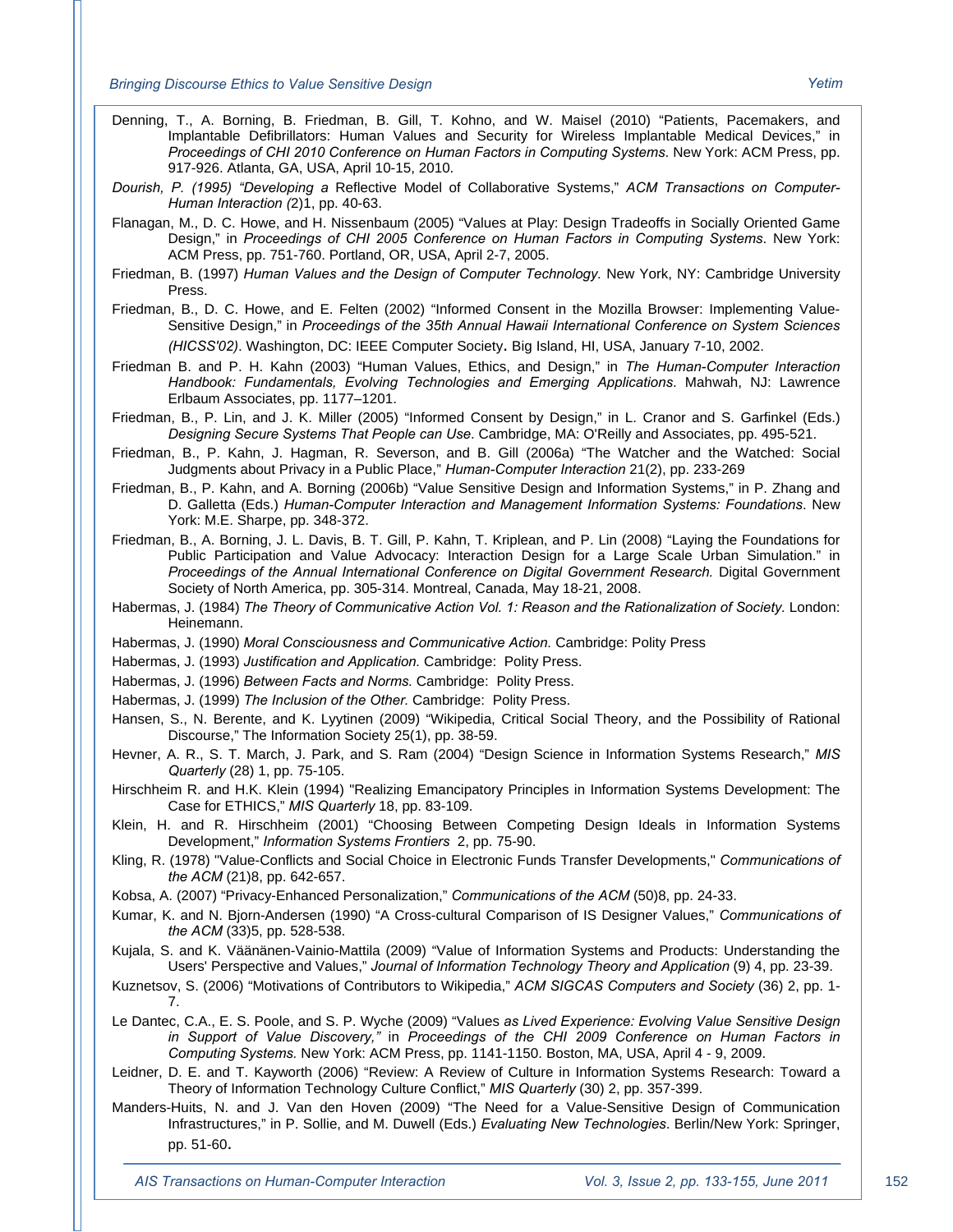Denning, T., A. Borning, B. Friedman, B. Gill, T. Kohno, and W. Maisel (2010) "Patients, Pacemakers, and Implantable Defibrillators: Human Values and Security for Wireless Implantable Medical Devices," in *Proceedings of CHI 2010 Conference on Human Factors in Computing Systems*. New York: ACM Press, pp. 917-926. Atlanta, GA, USA, April 10-15, 2010.

*Dourish, P. (1995) "Developing a* Reflective Model of Collaborative Systems," *ACM Transactions on Computer-Human Interaction (*2)1, pp. 40-63.

Flanagan, M., D. C. Howe, and H. Nissenbaum (2005) "Values at Play: Design Tradeoffs in Socially Oriented Game Design," in *Proceedings of CHI 2005 Conference on Human Factors in Computing Systems*. New York: ACM Press, pp. 751-760. Portland, OR, USA, April 2-7, 2005.

Friedman, B. (1997) *Human Values and the Design of Computer Technology.* New York, NY: Cambridge University Press.

Friedman, B., D. C. Howe, and E. Felten (2002) "Informed Consent in the Mozilla Browser: Implementing Value-Sensitive Design," in *Proceedings of the 35th Annual Hawaii International Conference on System Sciences (HICSS'02)*. Washington, DC: IEEE Computer Society. Big Island, HI, USA, January 7-10, 2002.

Friedman B. and P. H. Kahn (2003) "Human Values, Ethics, and Design," in *The Human-Computer Interaction Handbook: Fundamentals, Evolving Technologies and Emerging Applications*. Mahwah, NJ: Lawrence Erlbaum Associates, pp. 1177–1201.

Friedman, B., P. Lin, and J. K. Miller (2005) "Informed Consent by Design," in L. Cranor and S. Garfinkel (Eds.) *Designing Secure Systems That People can Use*. Cambridge, MA: O'Reilly and Associates, pp. 495-521.

Friedman, B., P. Kahn, J. Hagman, R. Severson, and B. Gill (2006a) "The Watcher and the Watched: Social Judgments about Privacy in a Public Place," *Human-Computer Interaction* 21(2), pp. 233-269

Friedman, B., P. Kahn, and A. Borning (2006b) "Value Sensitive Design and Information Systems," in P. Zhang and D. Galletta (Eds.) *Human-Computer Interaction and Management Information Systems: Foundations*. New York: M.E. Sharpe, pp. 348-372.

Friedman, B., A. Borning, J. L. Davis, B. T. Gill, P. Kahn, T. Kriplean, and P. Lin (2008) "Laying the Foundations for Public Participation and Value Advocacy: Interaction Design for a Large Scale Urban Simulation." in *Proceedings of the Annual International Conference on Digital Government Research.* Digital Government Society of North America, pp. 305-314. Montreal, Canada, May 18-21, 2008.

Habermas, J. (1984) *The Theory of Communicative Action Vol. 1: Reason and the Rationalization of Society.* London: Heinemann.

Habermas, J. (1990) *Moral Consciousness and Communicative Action.* Cambridge: Polity Press

Habermas, J. (1993) *Justification and Application.* Cambridge: Polity Press.

Habermas, J. (1996) *Between Facts and Norms.* Cambridge: Polity Press.

Habermas, J. (1999) *The Inclusion of the Other.* Cambridge: Polity Press.

Hansen, S., N. Berente, and K. Lyytinen (2009) "Wikipedia, Critical Social Theory, and the Possibility of Rational Discourse," The Information Society 25(1), pp. 38-59.

Hevner, A. R., S. T. March, J. Park, and S. Ram (2004) "Design Science in Information Systems Research," *MIS Quarterly* (28) 1, pp. 75-105.

Hirschheim R. and H.K. Klein (1994) "Realizing Emancipatory Principles in Information Systems Development: The Case for ETHICS," *MIS Quarterly* 18, pp. 83-109.

Klein, H. and R. Hirschheim (2001) "Choosing Between Competing Design Ideals in Information Systems Development," *Information Systems Frontiers* 2, pp. 75-90.

Kling, R. (1978) "Value-Conflicts and Social Choice in Electronic Funds Transfer Developments," *Communications of the ACM* (21)8, pp. 642-657.

Kobsa, A. (2007) "Privacy-Enhanced Personalization," *Communications of the ACM* (50)8, pp. 24-33.

Kumar, K. and N. Bjorn-Andersen (1990) "A Cross-cultural Comparison of IS Designer Values," *Communications of the ACM* (33)5, pp. 528-538.

Kujala, S. and K. Väänänen-Vainio-Mattila (2009) "Value of Information Systems and Products: Understanding the Users' Perspective and Values," *Journal of Information Technology Theory and Application* (9) 4, pp. 23-39.

Kuznetsov, S. (2006) "Motivations of Contributors to Wikipedia," *ACM SIGCAS Computers and Society* (36) 2, pp. 1-7.

Le Dantec, C.A., E. S. Poole, and S. P. Wyche (2009) "Values *as Lived Experience: Evolving Value Sensitive Design in Support of Value Discovery,"* in *Proceedings of the CHI 2009 Conference on Human Factors in Computing Systems.* New York: ACM Press, pp. 1141-1150. Boston, MA, USA, April 4 - 9, 2009.

Leidner, D. E. and T. Kayworth (2006) "Review: A Review of Culture in Information Systems Research: Toward a Theory of Information Technology Culture Conflict," *MIS Quarterly* (30) 2, pp. 357-399.

Manders-Huits, N. and J. Van den Hoven (2009) "The Need for a Value-Sensitive Design of Communication Infrastructures," in P. Sollie, and M. Duwell (Eds.) *Evaluating New Technologies*. Berlin/New York: Springer, pp. 51-60.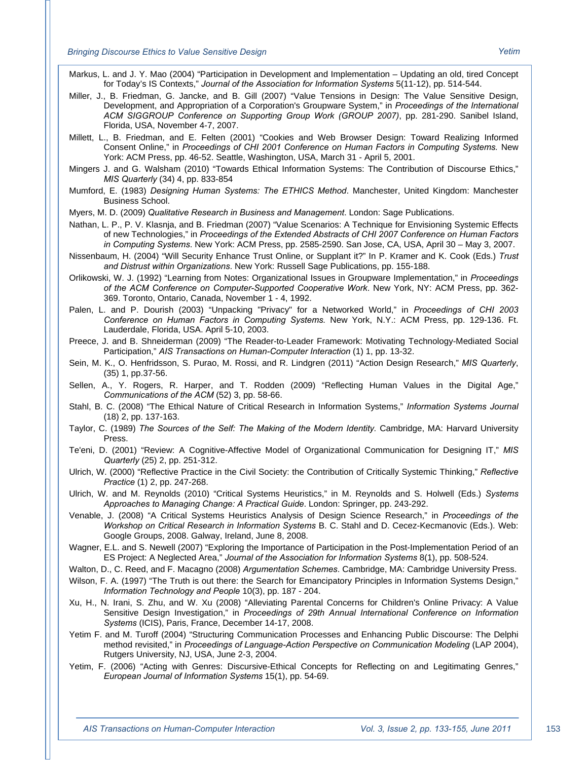Markus, L. and J. Y. Mao (2004) "Participation in Development and Implementation – Updating an old, tired Concept for Today's IS Contexts," *Journal of the Association for Information Systems* 5(11-12), pp. 514-544.

Miller, J., B. Friedman, G. Jancke, and B. Gill (2007) "Value Tensions in Design: The Value Sensitive Design, Development, and Appropriation of a Corporation's Groupware System," in *Proceedings of the International ACM SIGGROUP Conference on Supporting Group Work (GROUP 2007)*, pp. 281-290. Sanibel Island, Florida, USA, November 4-7, 2007.

Millett, L., B. Friedman, and E. Felten (2001) "Cookies and Web Browser Design: Toward Realizing Informed Consent Online," in *Proceedings of CHI 2001 Conference on Human Factors in Computing Systems.* New York: ACM Press, pp. 46-52. Seattle, Washington, USA, March 31 - April 5, 2001.

Mingers J. and G. Walsham (2010) "Towards Ethical Information Systems: The Contribution of Discourse Ethics," *MIS Quarterly* (34) 4, pp. 833-854

Mumford, E. (1983) *Designing Human Systems: The ETHICS Method*. Manchester, United Kingdom: Manchester Business School.

Myers, M. D. (2009) *Qualitative Research in Business and Management*. London: Sage Publications.

Nathan, L. P., P. V. Klasnja, and B. Friedman (2007) "Value Scenarios: A Technique for Envisioning Systemic Effects of new Technologies," in *Proceedings of the Extended Abstracts of CHI 2007 Conference on Human Factors in Computing Systems*. New York: ACM Press, pp. 2585-2590. San Jose, CA, USA, April 30 – May 3, 2007.

Nissenbaum, H. (2004) "Will Security Enhance Trust Online, or Supplant it?" In P. Kramer and K. Cook (Eds.) *Trust and Distrust within Organizations*. New York: Russell Sage Publications, pp. 155-188.

Orlikowski, W. J. (1992) "Learning from Notes: Organizational Issues in Groupware Implementation," in *Proceedings of the ACM Conference on Computer-Supported Cooperative Work*. New York, NY: ACM Press, pp. 362-369. Toronto, Ontario, Canada, November 1 - 4, 1992.

Palen, L. and P. Dourish (2003) "Unpacking "Privacy" for a Networked World," in *Proceedings of CHI 2003 Conference on Human Factors in Computing Systems.* New York, N.Y.: ACM Press, pp. 129-136. Ft. Lauderdale, Florida, USA. April 5-10, 2003.

Preece, J. and B. Shneiderman (2009) "The Reader-to-Leader Framework: Motivating Technology-Mediated Social Participation," *AIS Transactions on Human-Computer Interaction* (1) 1, pp. 13-32.

Sein, M. K., O. Henfridsson, S. Purao, M. Rossi, and R. Lindgren (2011) "Action Design Research," *MIS Quarterly*, (35) 1, pp.37-56.

Sellen, A., Y. Rogers, R. Harper, and T. Rodden (2009) "Reflecting Human Values in the Digital Age," *Communications of the ACM* (52) 3, pp. 58-66.

Stahl, B. C. (2008) "The Ethical Nature of Critical Research in Information Systems," *Information Systems Journal* (18) 2, pp. 137-163.

Taylor, C. (1989) *The Sources of the Self: The Making of the Modern Identity.* Cambridge, MA: Harvard University Press.

Te'eni, D. (2001) "Review: A Cognitive-Affective Model of Organizational Communication for Designing IT," *MIS Quarterly* (25) 2, pp. 251-312.

Ulrich, W. (2000) "Reflective Practice in the Civil Society: the Contribution of Critically Systemic Thinking," *Reflective Practice* (1) 2, pp. 247-268.

Ulrich, W. and M. Reynolds (2010) "Critical Systems Heuristics," in M. Reynolds and S. Holwell (Eds.) *Systems Approaches to Managing Change: A Practical Guide*. London: Springer, pp. 243-292.

Venable, J. (2008) "A Critical Systems Heuristics Analysis of Design Science Research," in *Proceedings of the Workshop on Critical Research in Information Systems* B. C. Stahl and D. Cecez-Kecmanovic (Eds.). Web: Google Groups, 2008. Galway, Ireland, June 8, 2008.

Wagner, E.L. and S. Newell (2007) "Exploring the Importance of Participation in the Post-Implementation Period of an ES Project: A Neglected Area," *Journal of the Association for Information Systems* 8(1), pp. 508-524.

Walton, D., C. Reed, and F. Macagno (2008) *Argumentation Schemes*. Cambridge, MA: Cambridge University Press.

Wilson, F. A. (1997) "The Truth is out there: the Search for Emancipatory Principles in Information Systems Design," *Information Technology and People* 10(3), pp. 187 - 204.

Xu, H., N. Irani, S. Zhu, and W. Xu (2008) "Alleviating Parental Concerns for Children's Online Privacy: A Value Sensitive Design Investigation," in *Proceedings of 29th Annual International Conference on Information Systems* (ICIS), Paris, France, December 14-17, 2008.

Yetim F. and M. Turoff (2004) "Structuring Communication Processes and Enhancing Public Discourse: The Delphi method revisited," in *Proceedings of Language-Action Perspective on Communication Modeling* (LAP 2004), Rutgers University, NJ, USA, June 2-3, 2004.

Yetim, F. (2006) "Acting with Genres: Discursive-Ethical Concepts for Reflecting on and Legitimating Genres," *European Journal of Information Systems* 15(1), pp. 54-69.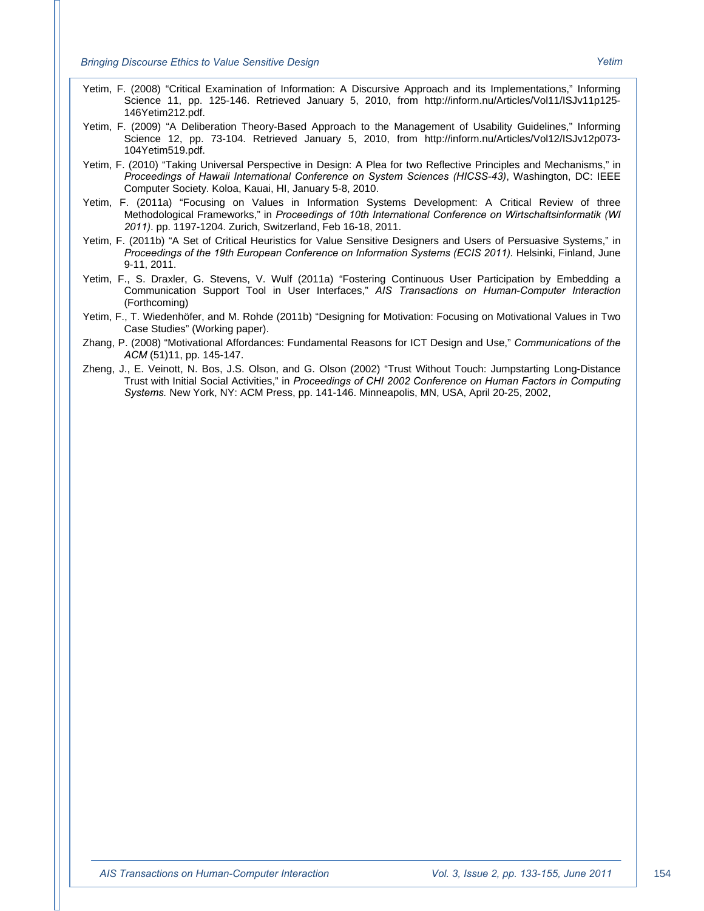Yetim, F. (2008) "Critical Examination of Information: A Discursive Approach and its Implementations," Informing Science 11, pp. 125-146. Retrieved January 5, 2010, from http://inform.nu/Articles/Vol11/ISJv11p125-146Yetim212.pdf.

Yetim, F. (2009) "A Deliberation Theory-Based Approach to the Management of Usability Guidelines," Informing Science 12, pp. 73-104. Retrieved January 5, 2010, from http://inform.nu/Articles/Vol12/ISJv12p073-104Yetim519.pdf.

Yetim, F. (2010) "Taking Universal Perspective in Design: A Plea for two Reflective Principles and Mechanisms," in *Proceedings of Hawaii International Conference on System Sciences (HICSS-43)*, Washington, DC: IEEE Computer Society. Koloa, Kauai, HI, January 5-8, 2010.

Yetim, F. (2011a) "Focusing on Values in Information Systems Development: A Critical Review of three Methodological Frameworks," in *Proceedings of 10th International Conference on Wirtschaftsinformatik (WI 2011)*. pp. 1197-1204. Zurich, Switzerland, Feb 16-18, 2011.

Yetim, F. (2011b) "A Set of Critical Heuristics for Value Sensitive Designers and Users of Persuasive Systems," in *Proceedings of the 19th European Conference on Information Systems (ECIS 2011).* Helsinki, Finland, June 9-11, 2011.

Yetim, F., S. Draxler, G. Stevens, V. Wulf (2011a) "Fostering Continuous User Participation by Embedding a Communication Support Tool in User Interfaces," *AIS Transactions on Human-Computer Interaction* (Forthcoming)

Yetim, F., T. Wiedenhöfer, and M. Rohde (2011b) "Designing for Motivation: Focusing on Motivational Values in Two Case Studies" (Working paper).

Zhang, P. (2008) "Motivational Affordances: Fundamental Reasons for ICT Design and Use," *Communications of the ACM* (51)11, pp. 145-147.

Zheng, J., E. Veinott, N. Bos, J.S. Olson, and G. Olson (2002) "Trust Without Touch: Jumpstarting Long-Distance Trust with Initial Social Activities," in *Proceedings of CHI 2002 Conference on Human Factors in Computing Systems.* New York, NY: ACM Press, pp. 141-146. Minneapolis, MN, USA, April 20-25, 2002,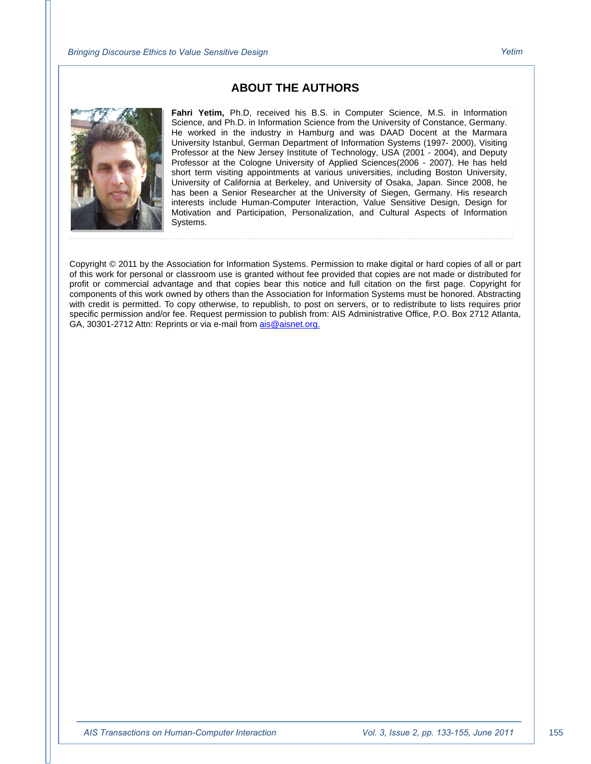## ABOUT THE AUTHORS

**Fahri Yetim,** Ph.D, received his B.S. in Computer Science, M.S. in Information Science, and Ph.D. in Information Science from the University of Constance, Germany. He worked in the industry in Hamburg and was DAAD Docent at the Marmara University Istanbul, German Department of Information Systems (1997- 2000), Visiting Professor at the New Jersey Institute of Technology, USA (2001 - 2004), and Deputy Professor at the Cologne University of Applied Sciences(2006 - 2007). He has held short term visiting appointments at various universities, including Boston University, University of California at Berkeley, and University of Osaka, Japan. Since 2008, he has been a Senior Researcher at the University of Siegen, Germany. His research interests include Human-Computer Interaction, Value Sensitive Design, Design for Motivation and Participation, Personalization, and Cultural Aspects of Information Systems.

Copyright © 2011 by the Association for Information Systems. Permission to make digital or hard copies of all or part of this work for personal or classroom use is granted without fee provided that copies are not made or distributed for profit or commercial advantage and that copies bear this notice and full citation on the first page. Copyright for components of this work owned by others than the Association for Information Systems must be honored. Abstracting with credit is permitted. To copy otherwise, to republish, to post on servers, or to redistribute to lists requires prior specific permission and/or fee. Request permission to publish from: AIS Administrative Office, P.O. Box 2712 Atlanta, GA, 30301-2712 Attn: Reprints or via e-mail from ais@aisnet.org.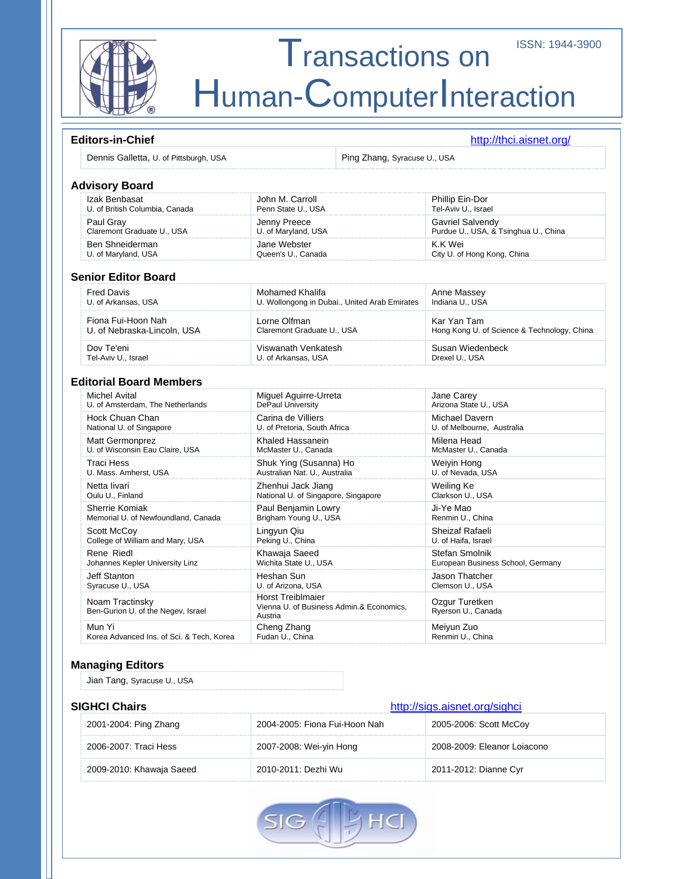# Transactions on Human-Computer Interaction

ISSN: 1944-3900

## Editors-in-Chief

http://thci.aisnet.org/

| | |
|---|---|
| Dennis Galletta, U. of Pittsburgh, USA | Ping Zhang, Syracuse U., USA |

## Advisory Board

| | | |
|---|---|---|
| Izak Benbasat<br>U. of British Columbia, Canada | John M. Carroll<br>Penn State U., USA | Phillip Ein-Dor<br>Tel-Aviv U., Israel |
| Paul Gray<br>Claremont Graduate U., USA | Jenny Preece<br>U. of Maryland, USA | Gavriel Salvendy<br>Purdue U., USA, & Tsinghua U., China |
| Ben Shneiderman<br>U. of Maryland, USA | Jane Webster<br>Queen's U., Canada | K.K Wei<br>City U. of Hong Kong, China |

## Senior Editor Board

| | | |
|---|---|---|
| Fred Davis<br>U. of Arkansas, USA | Mohamed Khalifa<br>U. Wollongong in Dubai., United Arab Emirates | Anne Massey<br>Indiana U., USA |
| Fiona Fui-Hoon Nah<br>U. of Nebraska-Lincoln, USA | Lorne Olfman<br>Claremont Graduate U., USA | Kar Yan Tam<br>Hong Kong U. of Science & Technology, China |
| Dov Te'eni<br>Tel-Aviv U., Israel | Viswanath Venkatesh<br>U. of Arkansas, USA | Susan Wiedenbeck<br>Drexel U., USA |

## Editorial Board Members

| | | |
|---|---|---|
| Michel Avital<br>U. of Amsterdam, The Netherlands | Miguel Aguirre-Urreta<br>DePaul University | Jane Carey<br>Arizona State U., USA |
| Hock Chuan Chan<br>National U. of Singapore | Carina de Villiers<br>U. of Pretoria, South Africa | Michael Davern<br>U. of Melbourne, Australia |
| Matt Germonprez<br>U. of Wisconsin Eau Claire, USA | Khaled Hassanein<br>McMaster U., Canada | Milena Head<br>McMaster U., Canada |
| Traci Hess<br>U. Mass. Amherst, USA | Shuk Ying (Susanna) Ho<br>Australian Nat. U., Australia | Weiyin Hong<br>U. of Nevada, USA |
| Netta Iivari<br>Oulu U., Finland | Zhenhui Jack Jiang<br>National U. of Singapore, Singapore | Weiling Ke<br>Clarkson U., USA |
| Sherrie Komiak<br>Memorial U. of Newfoundland, Canada | Paul Benjamin Lowry<br>Brigham Young U., USA | Ji-Ye Mao<br>Renmin U., China |
| Scott McCoy<br>College of William and Mary, USA | Lingyun Qiu<br>Peking U., China | Sheizaf Rafaeli<br>U. of Haifa, Israel |
| Rene Riedl<br>Johannes Kepler University Linz | Khawaja Saeed<br>Wichita State U., USA | Stefan Smolnik<br>European Business School, Germany |
| Jeff Stanton<br>Syracuse U., USA | Heshan Sun<br>U. of Arizona, USA | Jason Thatcher<br>Clemson U., USA |
| Noam Tractinsky<br>Ben-Gurion U. of the Negev, Israel | Horst Treiblmaier<br>Vienna U. of Business Admin.& Economics, Austria | Ozgur Turetken<br>Ryerson U., Canada |
| Mun Yi<br>Korea Advanced Ins. of Sci. & Tech, Korea | Cheng Zhang<br>Fudan U., China | Meiyun Zuo<br>Renmin U., China |

## Managing Editors

| |
|---|
| Jian Tang, Syracuse U., USA |

## SIGHCI Chairs

http://sigs.aisnet.org/sighci

| | | |
|---|---|---|
| 2001-2004: Ping Zhang | 2004-2005: Fiona Fui-Hoon Nah | 2005-2006: Scott McCoy |
| 2006-2007: Traci Hess | 2007-2008: Wei-yin Hong | 2008-2009: Eleanor Loiacono |
| 2009-2010: Khawaja Saeed | 2010-2011: Dezhi Wu | 2011-2012: Dianne Cyr |